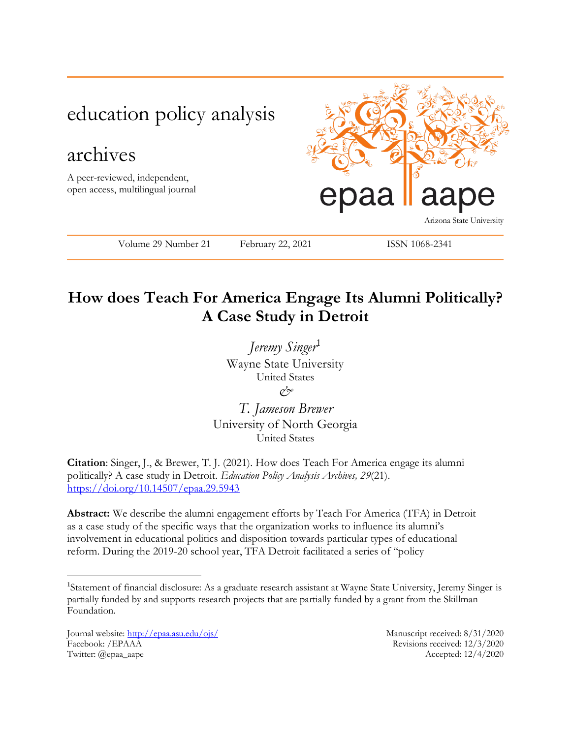education policy analysis archives

A peer-reviewed, independent, open access, multilingual journal

epaa aape

Arizona State University

Volume 29 Number 21 February 22, 2021 ISSN 1068-2341

# How does Teach For America Engage Its Alumni Politically? A Case Study in Detroit

*Jeremy Singer*[1]
Wayne State University
United States

*&*

*T. Jameson Brewer*
University of North Georgia
United States

**Citation**: Singer, J., & Brewer, T. J. (2021). How does Teach For America engage its alumni politically? A case study in Detroit. *Education Policy Analysis Archives, 29*(21). https://doi.org/10.14507/epaa.29.5943

**Abstract:** We describe the alumni engagement efforts by Teach For America (TFA) in Detroit as a case study of the specific ways that the organization works to influence its alumni's involvement in educational politics and disposition towards particular types of educational reform. During the 2019-20 school year, TFA Detroit facilitated a series of "policy

[1]Statement of financial disclosure: As a graduate research assistant at Wayne State University, Jeremy Singer is partially funded by and supports research projects that are partially funded by a grant from the Skillman Foundation.

Journal website: http://epaa.asu.edu/ojs/
Facebook: /EPAAA
Twitter: @epaa_aape

Manuscript received: 8/31/2020
Revisions received: 12/3/2020
Accepted: 12/4/2020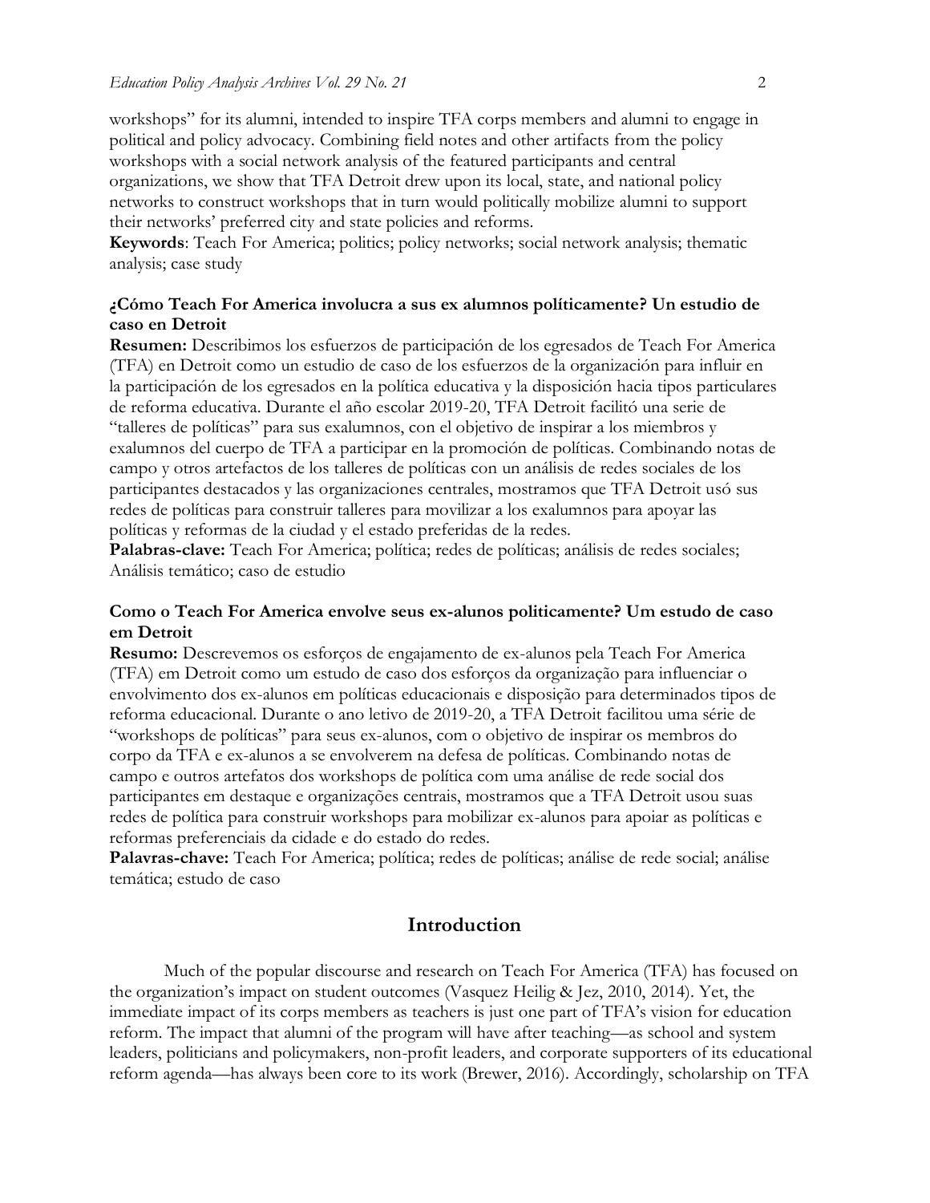workshops" for its alumni, intended to inspire TFA corps members and alumni to engage in political and policy advocacy. Combining field notes and other artifacts from the policy workshops with a social network analysis of the featured participants and central organizations, we show that TFA Detroit drew upon its local, state, and national policy networks to construct workshops that in turn would politically mobilize alumni to support their networks' preferred city and state policies and reforms.

**Keywords**: Teach For America; politics; policy networks; social network analysis; thematic analysis; case study

**¿Cómo Teach For America involucra a sus ex alumnos políticamente? Un estudio de caso en Detroit**

**Resumen:** Describimos los esfuerzos de participación de los egresados de Teach For America (TFA) en Detroit como un estudio de caso de los esfuerzos de la organización para influir en la participación de los egresados en la política educativa y la disposición hacia tipos particulares de reforma educativa. Durante el año escolar 2019-20, TFA Detroit facilitó una serie de "talleres de políticas" para sus exalumnos, con el objetivo de inspirar a los miembros y exalumnos del cuerpo de TFA a participar en la promoción de políticas. Combinando notas de campo y otros artefactos de los talleres de políticas con un análisis de redes sociales de los participantes destacados y las organizaciones centrales, mostramos que TFA Detroit usó sus redes de políticas para construir talleres para movilizar a los exalumnos para apoyar las políticas y reformas de la ciudad y el estado preferidas de la redes.

**Palabras-clave:** Teach For America; política; redes de políticas; análisis de redes sociales; Análisis temático; caso de estudio

**Como o Teach For America envolve seus ex-alunos politicamente? Um estudo de caso em Detroit**

**Resumo:** Descrevemos os esforços de engajamento de ex-alunos pela Teach For America (TFA) em Detroit como um estudo de caso dos esforços da organização para influenciar o envolvimento dos ex-alunos em políticas educacionais e disposição para determinados tipos de reforma educacional. Durante o ano letivo de 2019-20, a TFA Detroit facilitou uma série de "workshops de políticas" para seus ex-alunos, com o objetivo de inspirar os membros do corpo da TFA e ex-alunos a se envolverem na defesa de políticas. Combinando notas de campo e outros artefatos dos workshops de política com uma análise de rede social dos participantes em destaque e organizações centrais, mostramos que a TFA Detroit usou suas redes de política para construir workshops para mobilizar ex-alunos para apoiar as políticas e reformas preferenciais da cidade e do estado do redes.

**Palavras-chave:** Teach For America; política; redes de políticas; análise de rede social; análise temática; estudo de caso

## Introduction

Much of the popular discourse and research on Teach For America (TFA) has focused on the organization's impact on student outcomes (Vasquez Heilig & Jez, 2010, 2014). Yet, the immediate impact of its corps members as teachers is just one part of TFA's vision for education reform. The impact that alumni of the program will have after teaching—as school and system leaders, politicians and policymakers, non-profit leaders, and corporate supporters of its educational reform agenda—has always been core to its work (Brewer, 2016). Accordingly, scholarship on TFA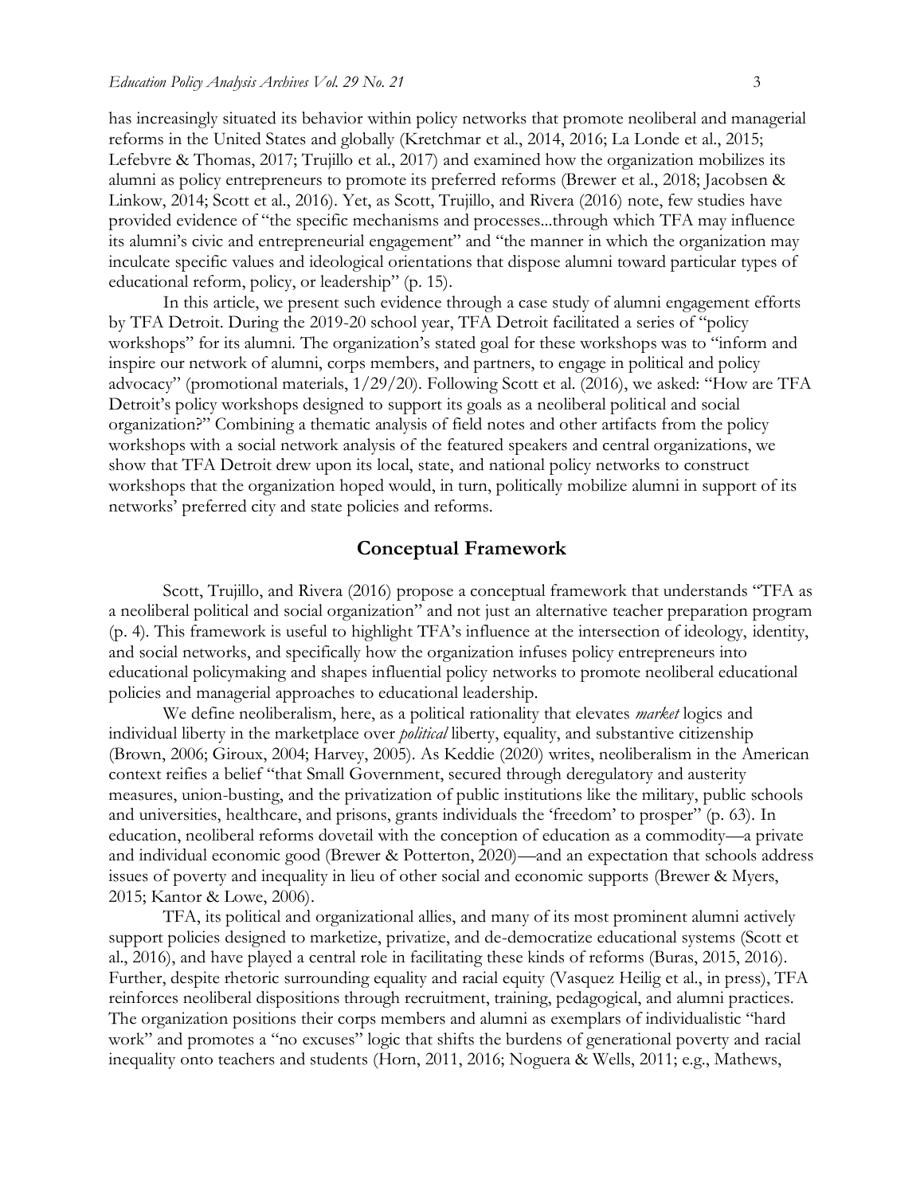has increasingly situated its behavior within policy networks that promote neoliberal and managerial reforms in the United States and globally (Kretchmar et al., 2014, 2016; La Londe et al., 2015; Lefebvre & Thomas, 2017; Trujillo et al., 2017) and examined how the organization mobilizes its alumni as policy entrepreneurs to promote its preferred reforms (Brewer et al., 2018; Jacobsen & Linkow, 2014; Scott et al., 2016). Yet, as Scott, Trujillo, and Rivera (2016) note, few studies have provided evidence of "the specific mechanisms and processes...through which TFA may influence its alumni's civic and entrepreneurial engagement" and "the manner in which the organization may inculcate specific values and ideological orientations that dispose alumni toward particular types of educational reform, policy, or leadership" (p. 15).

In this article, we present such evidence through a case study of alumni engagement efforts by TFA Detroit. During the 2019-20 school year, TFA Detroit facilitated a series of "policy workshops" for its alumni. The organization's stated goal for these workshops was to "inform and inspire our network of alumni, corps members, and partners, to engage in political and policy advocacy" (promotional materials, 1/29/20). Following Scott et al. (2016), we asked: "How are TFA Detroit's policy workshops designed to support its goals as a neoliberal political and social organization?" Combining a thematic analysis of field notes and other artifacts from the policy workshops with a social network analysis of the featured speakers and central organizations, we show that TFA Detroit drew upon its local, state, and national policy networks to construct workshops that the organization hoped would, in turn, politically mobilize alumni in support of its networks' preferred city and state policies and reforms.

## Conceptual Framework

Scott, Trujillo, and Rivera (2016) propose a conceptual framework that understands "TFA as a neoliberal political and social organization" and not just an alternative teacher preparation program (p. 4). This framework is useful to highlight TFA's influence at the intersection of ideology, identity, and social networks, and specifically how the organization infuses policy entrepreneurs into educational policymaking and shapes influential policy networks to promote neoliberal educational policies and managerial approaches to educational leadership.

We define neoliberalism, here, as a political rationality that elevates *market* logics and individual liberty in the marketplace over *political* liberty, equality, and substantive citizenship (Brown, 2006; Giroux, 2004; Harvey, 2005). As Keddie (2020) writes, neoliberalism in the American context reifies a belief "that Small Government, secured through deregulatory and austerity measures, union-busting, and the privatization of public institutions like the military, public schools and universities, healthcare, and prisons, grants individuals the 'freedom' to prosper" (p. 63). In education, neoliberal reforms dovetail with the conception of education as a commodity—a private and individual economic good (Brewer & Potterton, 2020)—and an expectation that schools address issues of poverty and inequality in lieu of other social and economic supports (Brewer & Myers, 2015; Kantor & Lowe, 2006).

TFA, its political and organizational allies, and many of its most prominent alumni actively support policies designed to marketize, privatize, and de-democratize educational systems (Scott et al., 2016), and have played a central role in facilitating these kinds of reforms (Buras, 2015, 2016). Further, despite rhetoric surrounding equality and racial equity (Vasquez Heilig et al., in press), TFA reinforces neoliberal dispositions through recruitment, training, pedagogical, and alumni practices. The organization positions their corps members and alumni as exemplars of individualistic "hard work" and promotes a "no excuses" logic that shifts the burdens of generational poverty and racial inequality onto teachers and students (Horn, 2011, 2016; Noguera & Wells, 2011; e.g., Mathews,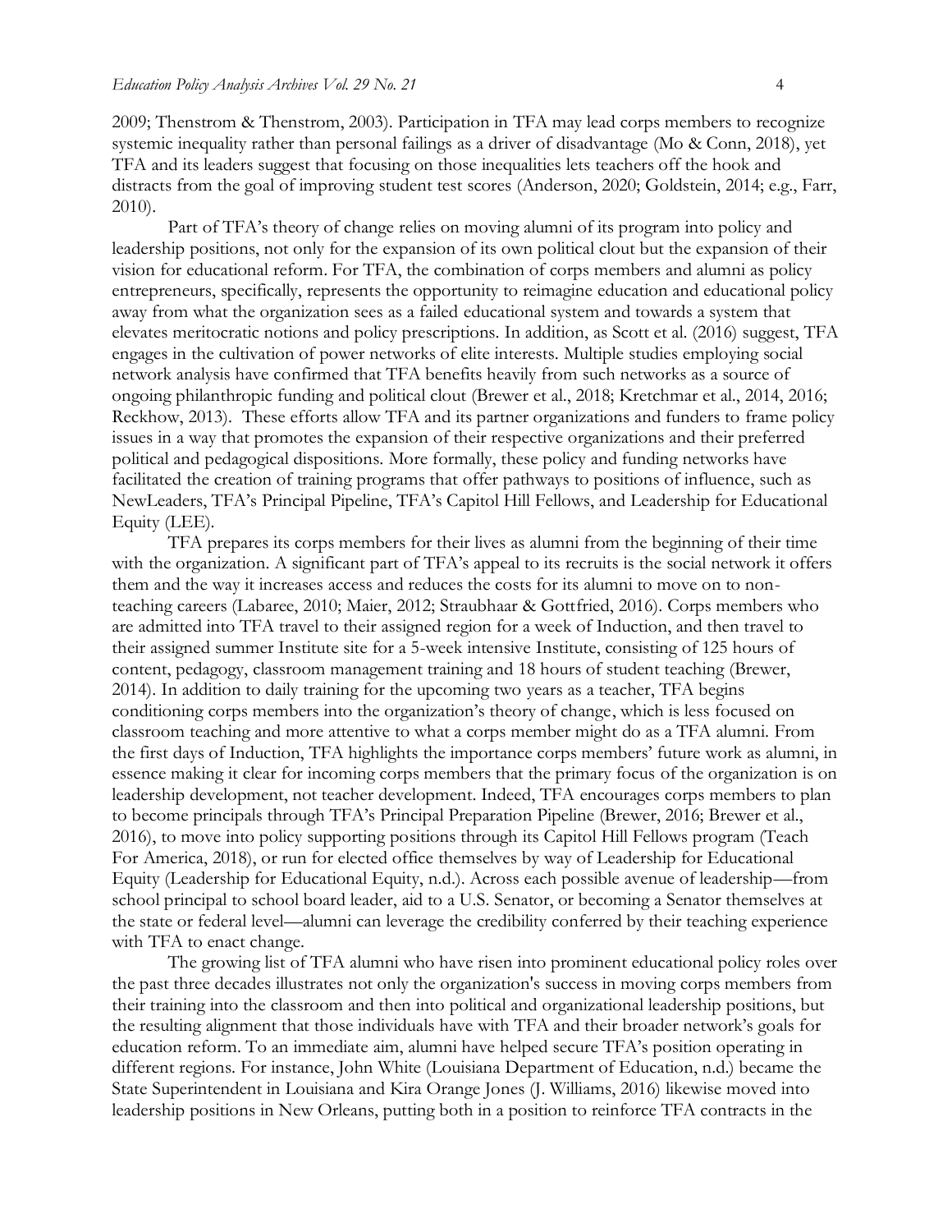2009; Thenstrom & Thenstrom, 2003). Participation in TFA may lead corps members to recognize systemic inequality rather than personal failings as a driver of disadvantage (Mo & Conn, 2018), yet TFA and its leaders suggest that focusing on those inequalities lets teachers off the hook and distracts from the goal of improving student test scores (Anderson, 2020; Goldstein, 2014; e.g., Farr, 2010).

Part of TFA's theory of change relies on moving alumni of its program into policy and leadership positions, not only for the expansion of its own political clout but the expansion of their vision for educational reform. For TFA, the combination of corps members and alumni as policy entrepreneurs, specifically, represents the opportunity to reimagine education and educational policy away from what the organization sees as a failed educational system and towards a system that elevates meritocratic notions and policy prescriptions. In addition, as Scott et al. (2016) suggest, TFA engages in the cultivation of power networks of elite interests. Multiple studies employing social network analysis have confirmed that TFA benefits heavily from such networks as a source of ongoing philanthropic funding and political clout (Brewer et al., 2018; Kretchmar et al., 2014, 2016; Reckhow, 2013). These efforts allow TFA and its partner organizations and funders to frame policy issues in a way that promotes the expansion of their respective organizations and their preferred political and pedagogical dispositions. More formally, these policy and funding networks have facilitated the creation of training programs that offer pathways to positions of influence, such as NewLeaders, TFA's Principal Pipeline, TFA's Capitol Hill Fellows, and Leadership for Educational Equity (LEE).

TFA prepares its corps members for their lives as alumni from the beginning of their time with the organization. A significant part of TFA's appeal to its recruits is the social network it offers them and the way it increases access and reduces the costs for its alumni to move on to non-teaching careers (Labaree, 2010; Maier, 2012; Straubhaar & Gottfried, 2016). Corps members who are admitted into TFA travel to their assigned region for a week of Induction, and then travel to their assigned summer Institute site for a 5-week intensive Institute, consisting of 125 hours of content, pedagogy, classroom management training and 18 hours of student teaching (Brewer, 2014). In addition to daily training for the upcoming two years as a teacher, TFA begins conditioning corps members into the organization's theory of change, which is less focused on classroom teaching and more attentive to what a corps member might do as a TFA alumni. From the first days of Induction, TFA highlights the importance corps members' future work as alumni, in essence making it clear for incoming corps members that the primary focus of the organization is on leadership development, not teacher development. Indeed, TFA encourages corps members to plan to become principals through TFA's Principal Preparation Pipeline (Brewer, 2016; Brewer et al., 2016), to move into policy supporting positions through its Capitol Hill Fellows program (Teach For America, 2018), or run for elected office themselves by way of Leadership for Educational Equity (Leadership for Educational Equity, n.d.). Across each possible avenue of leadership—from school principal to school board leader, aid to a U.S. Senator, or becoming a Senator themselves at the state or federal level—alumni can leverage the credibility conferred by their teaching experience with TFA to enact change.

The growing list of TFA alumni who have risen into prominent educational policy roles over the past three decades illustrates not only the organization's success in moving corps members from their training into the classroom and then into political and organizational leadership positions, but the resulting alignment that those individuals have with TFA and their broader network's goals for education reform. To an immediate aim, alumni have helped secure TFA's position operating in different regions. For instance, John White (Louisiana Department of Education, n.d.) became the State Superintendent in Louisiana and Kira Orange Jones (J. Williams, 2016) likewise moved into leadership positions in New Orleans, putting both in a position to reinforce TFA contracts in the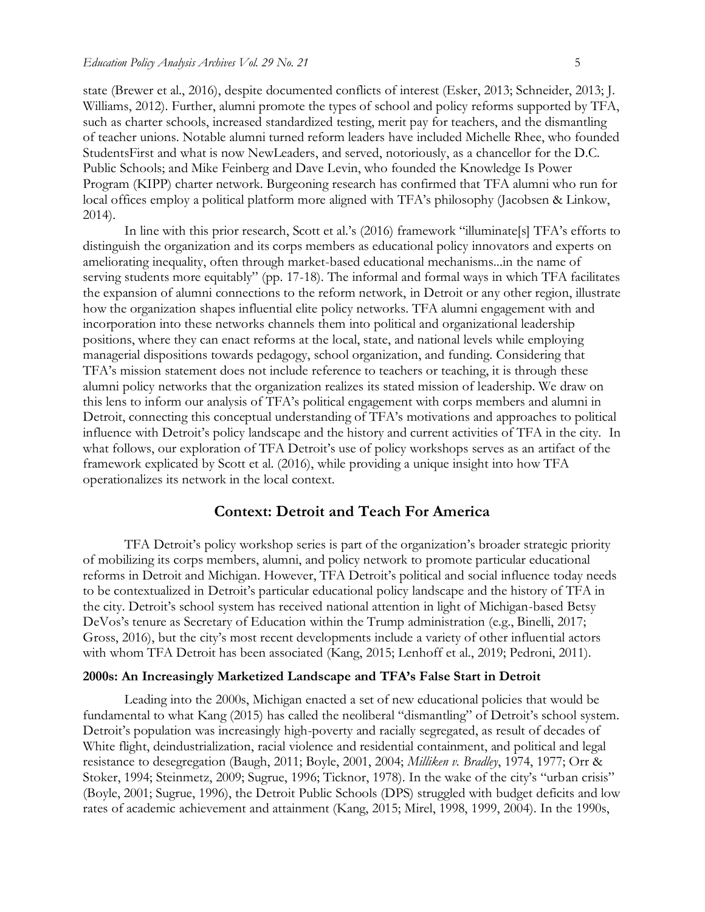state (Brewer et al., 2016), despite documented conflicts of interest (Esker, 2013; Schneider, 2013; J. Williams, 2012). Further, alumni promote the types of school and policy reforms supported by TFA, such as charter schools, increased standardized testing, merit pay for teachers, and the dismantling of teacher unions. Notable alumni turned reform leaders have included Michelle Rhee, who founded StudentsFirst and what is now NewLeaders, and served, notoriously, as a chancellor for the D.C. Public Schools; and Mike Feinberg and Dave Levin, who founded the Knowledge Is Power Program (KIPP) charter network. Burgeoning research has confirmed that TFA alumni who run for local offices employ a political platform more aligned with TFA's philosophy (Jacobsen & Linkow, 2014).

In line with this prior research, Scott et al.'s (2016) framework "illuminate[s] TFA's efforts to distinguish the organization and its corps members as educational policy innovators and experts on ameliorating inequality, often through market-based educational mechanisms...in the name of serving students more equitably" (pp. 17-18). The informal and formal ways in which TFA facilitates the expansion of alumni connections to the reform network, in Detroit or any other region, illustrate how the organization shapes influential elite policy networks. TFA alumni engagement with and incorporation into these networks channels them into political and organizational leadership positions, where they can enact reforms at the local, state, and national levels while employing managerial dispositions towards pedagogy, school organization, and funding. Considering that TFA's mission statement does not include reference to teachers or teaching, it is through these alumni policy networks that the organization realizes its stated mission of leadership. We draw on this lens to inform our analysis of TFA's political engagement with corps members and alumni in Detroit, connecting this conceptual understanding of TFA's motivations and approaches to political influence with Detroit's policy landscape and the history and current activities of TFA in the city. In what follows, our exploration of TFA Detroit's use of policy workshops serves as an artifact of the framework explicated by Scott et al. (2016), while providing a unique insight into how TFA operationalizes its network in the local context.

## Context: Detroit and Teach For America

TFA Detroit's policy workshop series is part of the organization's broader strategic priority of mobilizing its corps members, alumni, and policy network to promote particular educational reforms in Detroit and Michigan. However, TFA Detroit's political and social influence today needs to be contextualized in Detroit's particular educational policy landscape and the history of TFA in the city. Detroit's school system has received national attention in light of Michigan-based Betsy DeVos's tenure as Secretary of Education within the Trump administration (e.g., Binelli, 2017; Gross, 2016), but the city's most recent developments include a variety of other influential actors with whom TFA Detroit has been associated (Kang, 2015; Lenhoff et al., 2019; Pedroni, 2011).

### 2000s: An Increasingly Marketized Landscape and TFA's False Start in Detroit

Leading into the 2000s, Michigan enacted a set of new educational policies that would be fundamental to what Kang (2015) has called the neoliberal "dismantling" of Detroit's school system. Detroit's population was increasingly high-poverty and racially segregated, as result of decades of White flight, deindustrialization, racial violence and residential containment, and political and legal resistance to desegregation (Baugh, 2011; Boyle, 2001, 2004; *Milliken v. Bradley*, 1974, 1977; Orr & Stoker, 1994; Steinmetz, 2009; Sugrue, 1996; Ticknor, 1978). In the wake of the city's "urban crisis" (Boyle, 2001; Sugrue, 1996), the Detroit Public Schools (DPS) struggled with budget deficits and low rates of academic achievement and attainment (Kang, 2015; Mirel, 1998, 1999, 2004). In the 1990s,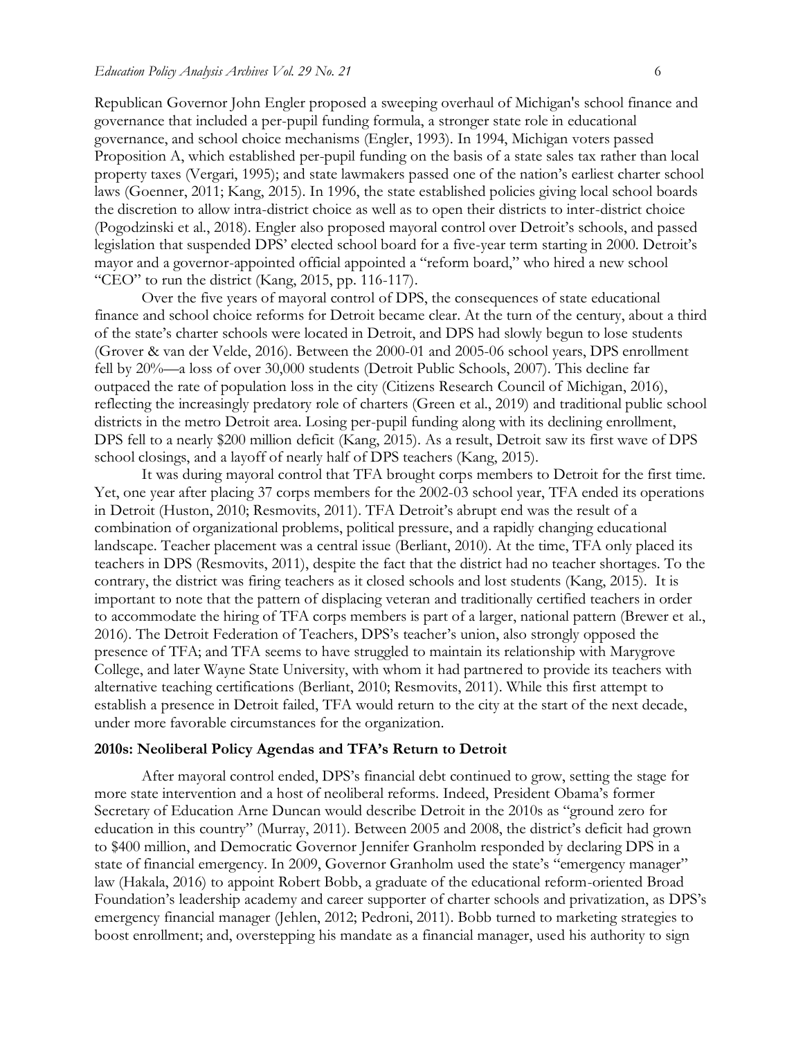Republican Governor John Engler proposed a sweeping overhaul of Michigan's school finance and governance that included a per-pupil funding formula, a stronger state role in educational governance, and school choice mechanisms (Engler, 1993). In 1994, Michigan voters passed Proposition A, which established per-pupil funding on the basis of a state sales tax rather than local property taxes (Vergari, 1995); and state lawmakers passed one of the nation's earliest charter school laws (Goenner, 2011; Kang, 2015). In 1996, the state established policies giving local school boards the discretion to allow intra-district choice as well as to open their districts to inter-district choice (Pogodzinski et al., 2018). Engler also proposed mayoral control over Detroit's schools, and passed legislation that suspended DPS' elected school board for a five-year term starting in 2000. Detroit's mayor and a governor-appointed official appointed a "reform board," who hired a new school "CEO" to run the district (Kang, 2015, pp. 116-117).

Over the five years of mayoral control of DPS, the consequences of state educational finance and school choice reforms for Detroit became clear. At the turn of the century, about a third of the state's charter schools were located in Detroit, and DPS had slowly begun to lose students (Grover & van der Velde, 2016). Between the 2000-01 and 2005-06 school years, DPS enrollment fell by 20%—a loss of over 30,000 students (Detroit Public Schools, 2007). This decline far outpaced the rate of population loss in the city (Citizens Research Council of Michigan, 2016), reflecting the increasingly predatory role of charters (Green et al., 2019) and traditional public school districts in the metro Detroit area. Losing per-pupil funding along with its declining enrollment, DPS fell to a nearly $200 million deficit (Kang, 2015). As a result, Detroit saw its first wave of DPS school closings, and a layoff of nearly half of DPS teachers (Kang, 2015).

It was during mayoral control that TFA brought corps members to Detroit for the first time. Yet, one year after placing 37 corps members for the 2002-03 school year, TFA ended its operations in Detroit (Huston, 2010; Resmovits, 2011). TFA Detroit's abrupt end was the result of a combination of organizational problems, political pressure, and a rapidly changing educational landscape. Teacher placement was a central issue (Berliant, 2010). At the time, TFA only placed its teachers in DPS (Resmovits, 2011), despite the fact that the district had no teacher shortages. To the contrary, the district was firing teachers as it closed schools and lost students (Kang, 2015). It is important to note that the pattern of displacing veteran and traditionally certified teachers in order to accommodate the hiring of TFA corps members is part of a larger, national pattern (Brewer et al., 2016). The Detroit Federation of Teachers, DPS's teacher's union, also strongly opposed the presence of TFA; and TFA seems to have struggled to maintain its relationship with Marygrove College, and later Wayne State University, with whom it had partnered to provide its teachers with alternative teaching certifications (Berliant, 2010; Resmovits, 2011). While this first attempt to establish a presence in Detroit failed, TFA would return to the city at the start of the next decade, under more favorable circumstances for the organization.

**2010s: Neoliberal Policy Agendas and TFA's Return to Detroit**

After mayoral control ended, DPS's financial debt continued to grow, setting the stage for more state intervention and a host of neoliberal reforms. Indeed, President Obama's former Secretary of Education Arne Duncan would describe Detroit in the 2010s as "ground zero for education in this country" (Murray, 2011). Between 2005 and 2008, the district's deficit had grown to $400 million, and Democratic Governor Jennifer Granholm responded by declaring DPS in a state of financial emergency. In 2009, Governor Granholm used the state's "emergency manager" law (Hakala, 2016) to appoint Robert Bobb, a graduate of the educational reform-oriented Broad Foundation's leadership academy and career supporter of charter schools and privatization, as DPS's emergency financial manager (Jehlen, 2012; Pedroni, 2011). Bobb turned to marketing strategies to boost enrollment; and, overstepping his mandate as a financial manager, used his authority to sign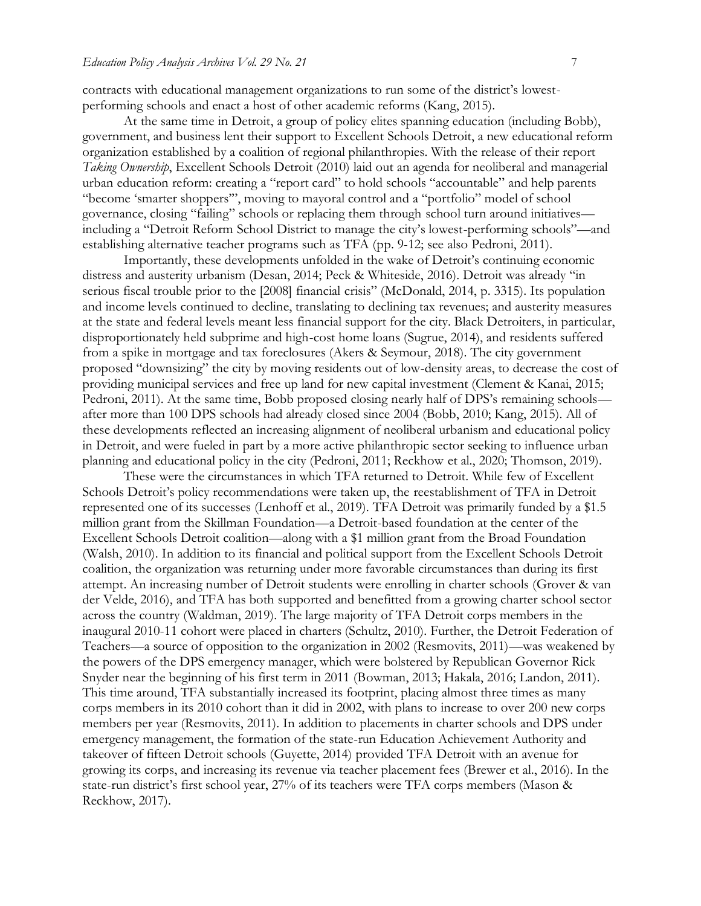contracts with educational management organizations to run some of the district's lowest-performing schools and enact a host of other academic reforms (Kang, 2015).

At the same time in Detroit, a group of policy elites spanning education (including Bobb), government, and business lent their support to Excellent Schools Detroit, a new educational reform organization established by a coalition of regional philanthropies. With the release of their report *Taking Ownership*, Excellent Schools Detroit (2010) laid out an agenda for neoliberal and managerial urban education reform: creating a "report card" to hold schools "accountable" and help parents "become 'smarter shoppers'", moving to mayoral control and a "portfolio" model of school governance, closing "failing" schools or replacing them through school turn around initiatives—including a "Detroit Reform School District to manage the city's lowest-performing schools"—and establishing alternative teacher programs such as TFA (pp. 9-12; see also Pedroni, 2011).

Importantly, these developments unfolded in the wake of Detroit's continuing economic distress and austerity urbanism (Desan, 2014; Peck & Whiteside, 2016). Detroit was already "in serious fiscal trouble prior to the [2008] financial crisis" (McDonald, 2014, p. 3315). Its population and income levels continued to decline, translating to declining tax revenues; and austerity measures at the state and federal levels meant less financial support for the city. Black Detroiters, in particular, disproportionately held subprime and high-cost home loans (Sugrue, 2014), and residents suffered from a spike in mortgage and tax foreclosures (Akers & Seymour, 2018). The city government proposed "downsizing" the city by moving residents out of low-density areas, to decrease the cost of providing municipal services and free up land for new capital investment (Clement & Kanai, 2015; Pedroni, 2011). At the same time, Bobb proposed closing nearly half of DPS's remaining schools—after more than 100 DPS schools had already closed since 2004 (Bobb, 2010; Kang, 2015). All of these developments reflected an increasing alignment of neoliberal urbanism and educational policy in Detroit, and were fueled in part by a more active philanthropic sector seeking to influence urban planning and educational policy in the city (Pedroni, 2011; Reckhow et al., 2020; Thomson, 2019).

These were the circumstances in which TFA returned to Detroit. While few of Excellent Schools Detroit's policy recommendations were taken up, the reestablishment of TFA in Detroit represented one of its successes (Lenhoff et al., 2019). TFA Detroit was primarily funded by a $1.5 million grant from the Skillman Foundation—a Detroit-based foundation at the center of the Excellent Schools Detroit coalition—along with a $1 million grant from the Broad Foundation (Walsh, 2010). In addition to its financial and political support from the Excellent Schools Detroit coalition, the organization was returning under more favorable circumstances than during its first attempt. An increasing number of Detroit students were enrolling in charter schools (Grover & van der Velde, 2016), and TFA has both supported and benefitted from a growing charter school sector across the country (Waldman, 2019). The large majority of TFA Detroit corps members in the inaugural 2010-11 cohort were placed in charters (Schultz, 2010). Further, the Detroit Federation of Teachers—a source of opposition to the organization in 2002 (Resmovits, 2011)—was weakened by the powers of the DPS emergency manager, which were bolstered by Republican Governor Rick Snyder near the beginning of his first term in 2011 (Bowman, 2013; Hakala, 2016; Landon, 2011). This time around, TFA substantially increased its footprint, placing almost three times as many corps members in its 2010 cohort than it did in 2002, with plans to increase to over 200 new corps members per year (Resmovits, 2011). In addition to placements in charter schools and DPS under emergency management, the formation of the state-run Education Achievement Authority and takeover of fifteen Detroit schools (Guyette, 2014) provided TFA Detroit with an avenue for growing its corps, and increasing its revenue via teacher placement fees (Brewer et al., 2016). In the state-run district's first school year, 27% of its teachers were TFA corps members (Mason & Reckhow, 2017).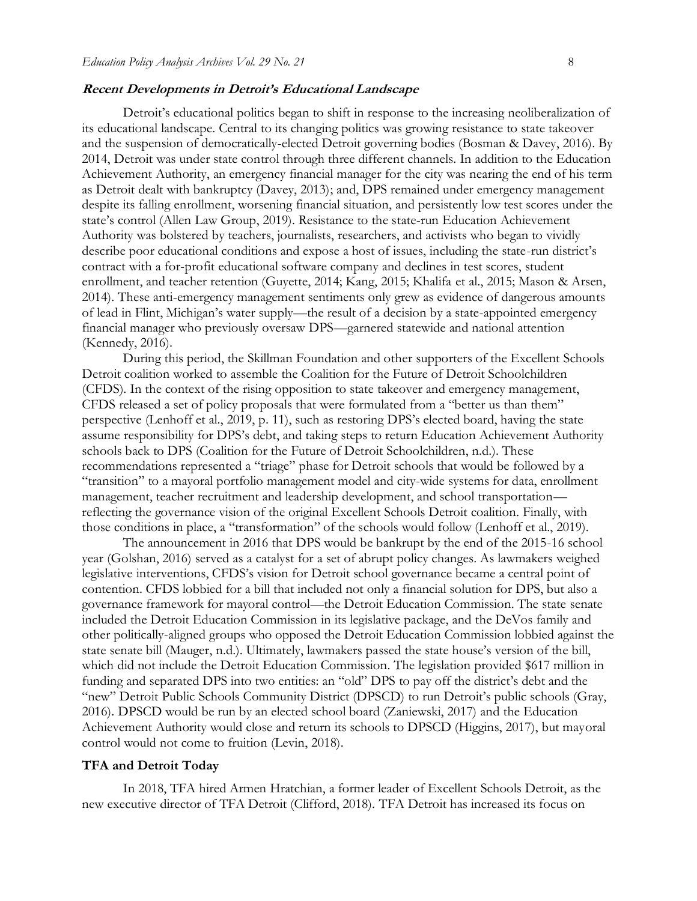***Recent Developments in Detroit's Educational Landscape***

Detroit's educational politics began to shift in response to the increasing neoliberalization of its educational landscape. Central to its changing politics was growing resistance to state takeover and the suspension of democratically-elected Detroit governing bodies (Bosman & Davey, 2016). By 2014, Detroit was under state control through three different channels. In addition to the Education Achievement Authority, an emergency financial manager for the city was nearing the end of his term as Detroit dealt with bankruptcy (Davey, 2013); and, DPS remained under emergency management despite its falling enrollment, worsening financial situation, and persistently low test scores under the state's control (Allen Law Group, 2019). Resistance to the state-run Education Achievement Authority was bolstered by teachers, journalists, researchers, and activists who began to vividly describe poor educational conditions and expose a host of issues, including the state-run district's contract with a for-profit educational software company and declines in test scores, student enrollment, and teacher retention (Guyette, 2014; Kang, 2015; Khalifa et al., 2015; Mason & Arsen, 2014). These anti-emergency management sentiments only grew as evidence of dangerous amounts of lead in Flint, Michigan's water supply—the result of a decision by a state-appointed emergency financial manager who previously oversaw DPS—garnered statewide and national attention (Kennedy, 2016).

During this period, the Skillman Foundation and other supporters of the Excellent Schools Detroit coalition worked to assemble the Coalition for the Future of Detroit Schoolchildren (CFDS). In the context of the rising opposition to state takeover and emergency management, CFDS released a set of policy proposals that were formulated from a "better us than them" perspective (Lenhoff et al., 2019, p. 11), such as restoring DPS's elected board, having the state assume responsibility for DPS's debt, and taking steps to return Education Achievement Authority schools back to DPS (Coalition for the Future of Detroit Schoolchildren, n.d.). These recommendations represented a "triage" phase for Detroit schools that would be followed by a "transition" to a mayoral portfolio management model and city-wide systems for data, enrollment management, teacher recruitment and leadership development, and school transportation—reflecting the governance vision of the original Excellent Schools Detroit coalition. Finally, with those conditions in place, a "transformation" of the schools would follow (Lenhoff et al., 2019).

The announcement in 2016 that DPS would be bankrupt by the end of the 2015-16 school year (Golshan, 2016) served as a catalyst for a set of abrupt policy changes. As lawmakers weighed legislative interventions, CFDS's vision for Detroit school governance became a central point of contention. CFDS lobbied for a bill that included not only a financial solution for DPS, but also a governance framework for mayoral control—the Detroit Education Commission. The state senate included the Detroit Education Commission in its legislative package, and the DeVos family and other politically-aligned groups who opposed the Detroit Education Commission lobbied against the state senate bill (Mauger, n.d.). Ultimately, lawmakers passed the state house's version of the bill, which did not include the Detroit Education Commission. The legislation provided $617 million in funding and separated DPS into two entities: an "old" DPS to pay off the district's debt and the "new" Detroit Public Schools Community District (DPSCD) to run Detroit's public schools (Gray, 2016). DPSCD would be run by an elected school board (Zaniewski, 2017) and the Education Achievement Authority would close and return its schools to DPSCD (Higgins, 2017), but mayoral control would not come to fruition (Levin, 2018).

**TFA and Detroit Today**

In 2018, TFA hired Armen Hratchian, a former leader of Excellent Schools Detroit, as the new executive director of TFA Detroit (Clifford, 2018). TFA Detroit has increased its focus on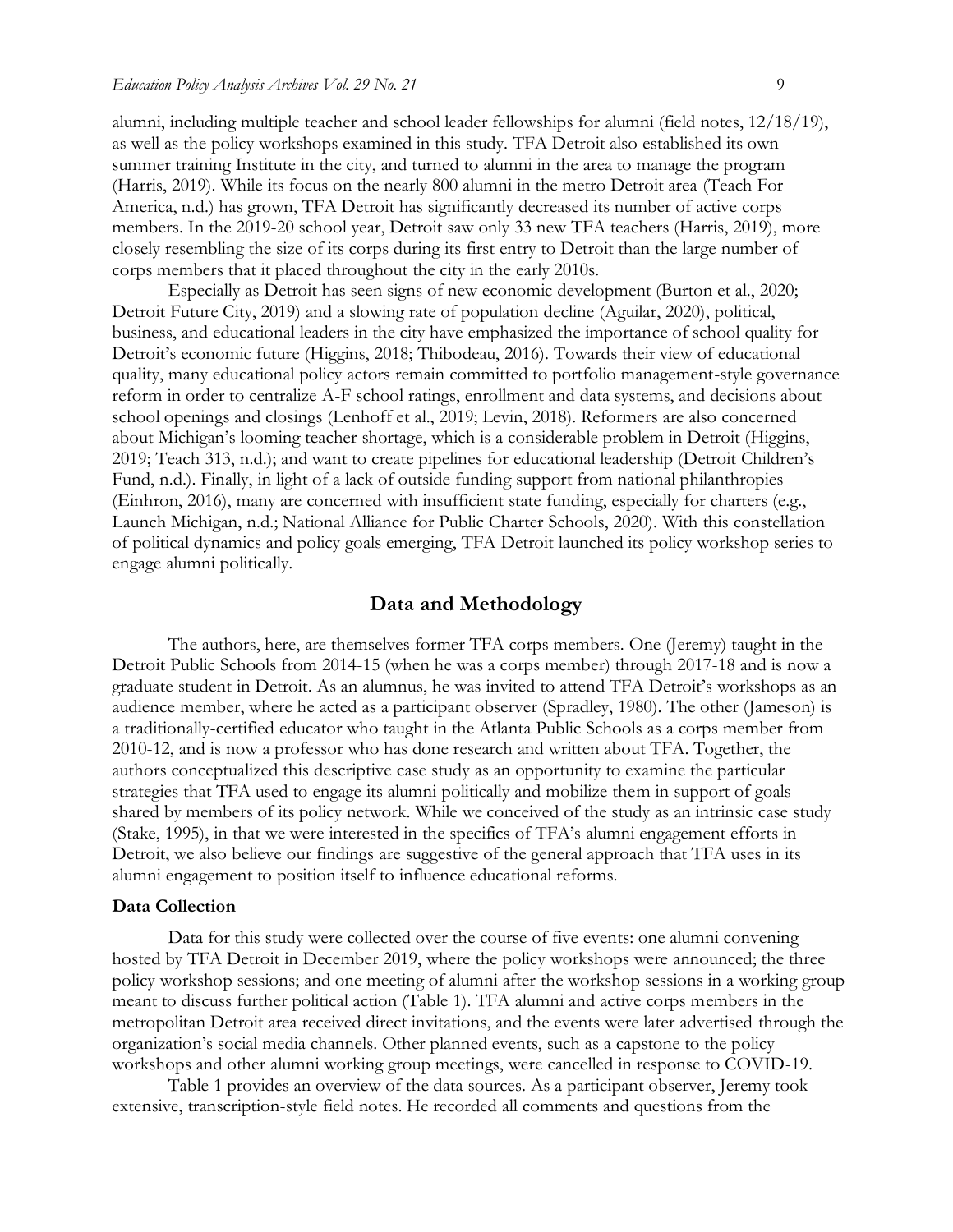alumni, including multiple teacher and school leader fellowships for alumni (field notes, 12/18/19), as well as the policy workshops examined in this study. TFA Detroit also established its own summer training Institute in the city, and turned to alumni in the area to manage the program (Harris, 2019). While its focus on the nearly 800 alumni in the metro Detroit area (Teach For America, n.d.) has grown, TFA Detroit has significantly decreased its number of active corps members. In the 2019-20 school year, Detroit saw only 33 new TFA teachers (Harris, 2019), more closely resembling the size of its corps during its first entry to Detroit than the large number of corps members that it placed throughout the city in the early 2010s.

Especially as Detroit has seen signs of new economic development (Burton et al., 2020; Detroit Future City, 2019) and a slowing rate of population decline (Aguilar, 2020), political, business, and educational leaders in the city have emphasized the importance of school quality for Detroit's economic future (Higgins, 2018; Thibodeau, 2016). Towards their view of educational quality, many educational policy actors remain committed to portfolio management-style governance reform in order to centralize A-F school ratings, enrollment and data systems, and decisions about school openings and closings (Lenhoff et al., 2019; Levin, 2018). Reformers are also concerned about Michigan's looming teacher shortage, which is a considerable problem in Detroit (Higgins, 2019; Teach 313, n.d.); and want to create pipelines for educational leadership (Detroit Children's Fund, n.d.). Finally, in light of a lack of outside funding support from national philanthropies (Einhron, 2016), many are concerned with insufficient state funding, especially for charters (e.g., Launch Michigan, n.d.; National Alliance for Public Charter Schools, 2020). With this constellation of political dynamics and policy goals emerging, TFA Detroit launched its policy workshop series to engage alumni politically.

## Data and Methodology

The authors, here, are themselves former TFA corps members. One (Jeremy) taught in the Detroit Public Schools from 2014-15 (when he was a corps member) through 2017-18 and is now a graduate student in Detroit. As an alumnus, he was invited to attend TFA Detroit's workshops as an audience member, where he acted as a participant observer (Spradley, 1980). The other (Jameson) is a traditionally-certified educator who taught in the Atlanta Public Schools as a corps member from 2010-12, and is now a professor who has done research and written about TFA. Together, the authors conceptualized this descriptive case study as an opportunity to examine the particular strategies that TFA used to engage its alumni politically and mobilize them in support of goals shared by members of its policy network. While we conceived of the study as an intrinsic case study (Stake, 1995), in that we were interested in the specifics of TFA's alumni engagement efforts in Detroit, we also believe our findings are suggestive of the general approach that TFA uses in its alumni engagement to position itself to influence educational reforms.

### Data Collection

Data for this study were collected over the course of five events: one alumni convening hosted by TFA Detroit in December 2019, where the policy workshops were announced; the three policy workshop sessions; and one meeting of alumni after the workshop sessions in a working group meant to discuss further political action (Table 1). TFA alumni and active corps members in the metropolitan Detroit area received direct invitations, and the events were later advertised through the organization's social media channels. Other planned events, such as a capstone to the policy workshops and other alumni working group meetings, were cancelled in response to COVID-19.

Table 1 provides an overview of the data sources. As a participant observer, Jeremy took extensive, transcription-style field notes. He recorded all comments and questions from the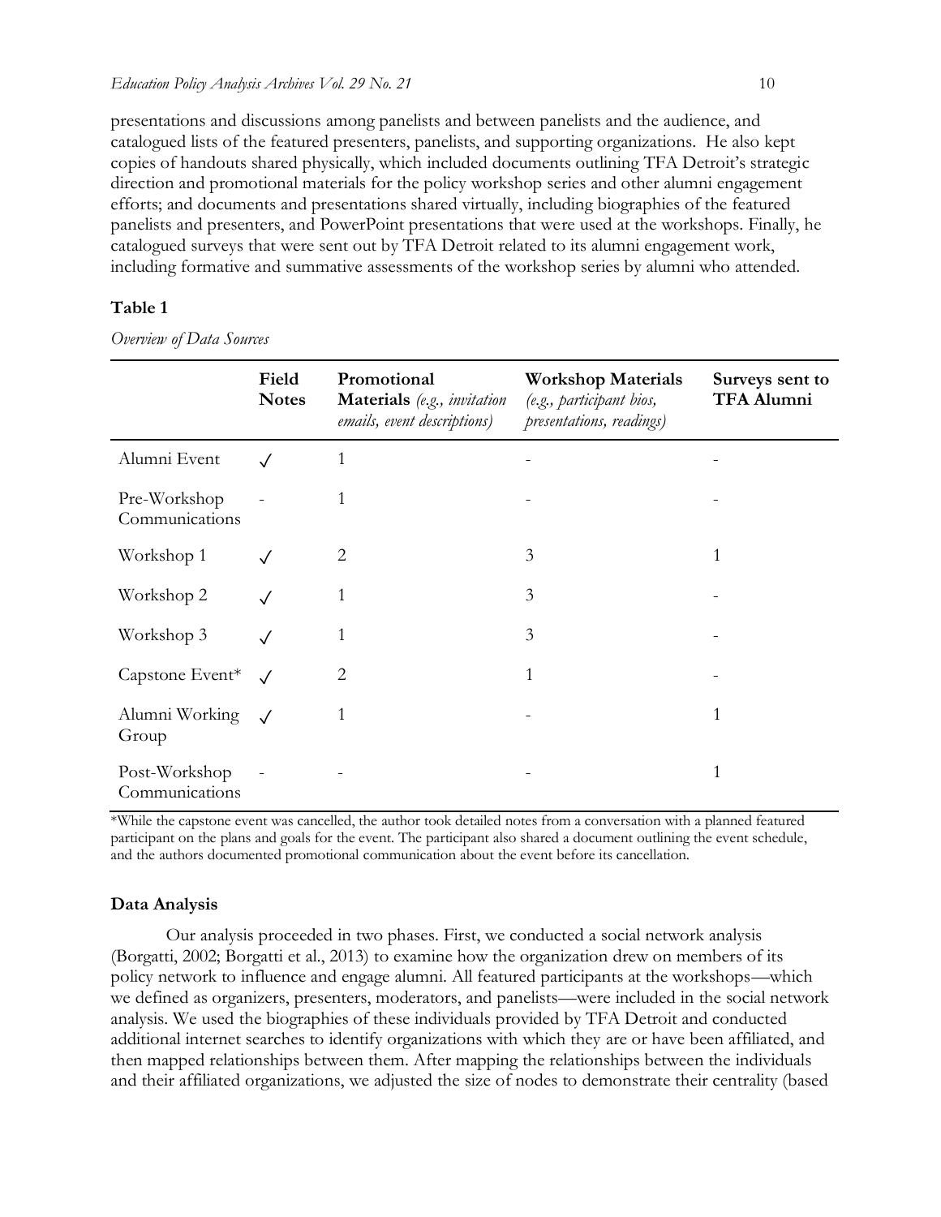presentations and discussions among panelists and between panelists and the audience, and catalogued lists of the featured presenters, panelists, and supporting organizations. He also kept copies of handouts shared physically, which included documents outlining TFA Detroit's strategic direction and promotional materials for the policy workshop series and other alumni engagement efforts; and documents and presentations shared virtually, including biographies of the featured panelists and presenters, and PowerPoint presentations that were used at the workshops. Finally, he catalogued surveys that were sent out by TFA Detroit related to its alumni engagement work, including formative and summative assessments of the workshop series by alumni who attended.

**Table 1**

*Overview of Data Sources*

| | Field Notes | Promotional Materials *(e.g., invitation emails, event descriptions)* | Workshop Materials *(e.g., participant bios, presentations, readings)* | Surveys sent to TFA Alumni |
|---|---|---|---|---|
| Alumni Event | ✓ | 1 | - | - |
| Pre-Workshop Communications | - | 1 | - | - |
| Workshop 1 | ✓ | 2 | 3 | 1 |
| Workshop 2 | ✓ | 1 | 3 | - |
| Workshop 3 | ✓ | 1 | 3 | - |
| Capstone Event* | ✓ | 2 | 1 | - |
| Alumni Working Group | ✓ | 1 | - | 1 |
| Post-Workshop Communications | - | - | - | 1 |

*While the capstone event was cancelled, the author took detailed notes from a conversation with a planned featured participant on the plans and goals for the event. The participant also shared a document outlining the event schedule, and the authors documented promotional communication about the event before its cancellation.

### Data Analysis

Our analysis proceeded in two phases. First, we conducted a social network analysis (Borgatti, 2002; Borgatti et al., 2013) to examine how the organization drew on members of its policy network to influence and engage alumni. All featured participants at the workshops—which we defined as organizers, presenters, moderators, and panelists—were included in the social network analysis. We used the biographies of these individuals provided by TFA Detroit and conducted additional internet searches to identify organizations with which they are or have been affiliated, and then mapped relationships between them. After mapping the relationships between the individuals and their affiliated organizations, we adjusted the size of nodes to demonstrate their centrality (based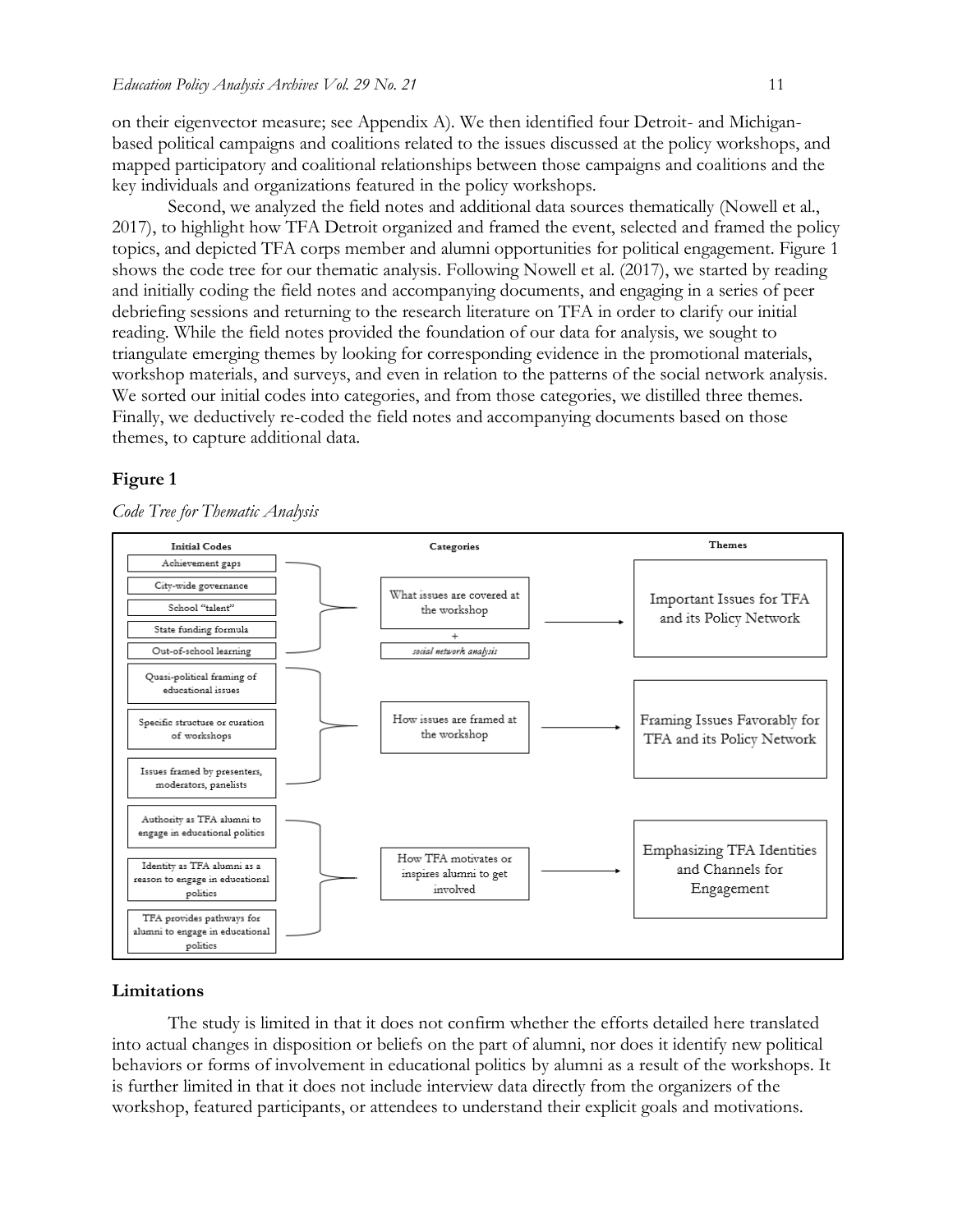on their eigenvector measure; see Appendix A). We then identified four Detroit- and Michigan-based political campaigns and coalitions related to the issues discussed at the policy workshops, and mapped participatory and coalitional relationships between those campaigns and coalitions and the key individuals and organizations featured in the policy workshops.

Second, we analyzed the field notes and additional data sources thematically (Nowell et al., 2017), to highlight how TFA Detroit organized and framed the event, selected and framed the policy topics, and depicted TFA corps member and alumni opportunities for political engagement. Figure 1 shows the code tree for our thematic analysis. Following Nowell et al. (2017), we started by reading and initially coding the field notes and accompanying documents, and engaging in a series of peer debriefing sessions and returning to the research literature on TFA in order to clarify our initial reading. While the field notes provided the foundation of our data for analysis, we sought to triangulate emerging themes by looking for corresponding evidence in the promotional materials, workshop materials, and surveys, and even in relation to the patterns of the social network analysis. We sorted our initial codes into categories, and from those categories, we distilled three themes. Finally, we deductively re-coded the field notes and accompanying documents based on those themes, to capture additional data.

### Figure 1

*Code Tree for Thematic Analysis*

| Initial Codes | Categories | Themes |
| --- | --- | --- |
| Achievement gaps; City-wide governance; School "talent"; State funding formula; Out-of-school learning | What issues are covered at the workshop + *social network analysis* | Important Issues for TFA and its Policy Network |
| Quasi-political framing of educational issues; Specific structure or curation of workshops; Issues framed by presenters, moderators, panelists | How issues are framed at the workshop | Framing Issues Favorably for TFA and its Policy Network |
| Authority as TFA alumni to engage in educational politics; Identity as TFA alumni as a reason to engage in educational politics; TFA provides pathways for alumni to engage in educational politics | How TFA motivates or inspires alumni to get involved | Emphasizing TFA Identities and Channels for Engagement |

### Limitations

The study is limited in that it does not confirm whether the efforts detailed here translated into actual changes in disposition or beliefs on the part of alumni, nor does it identify new political behaviors or forms of involvement in educational politics by alumni as a result of the workshops. It is further limited in that it does not include interview data directly from the organizers of the workshop, featured participants, or attendees to understand their explicit goals and motivations.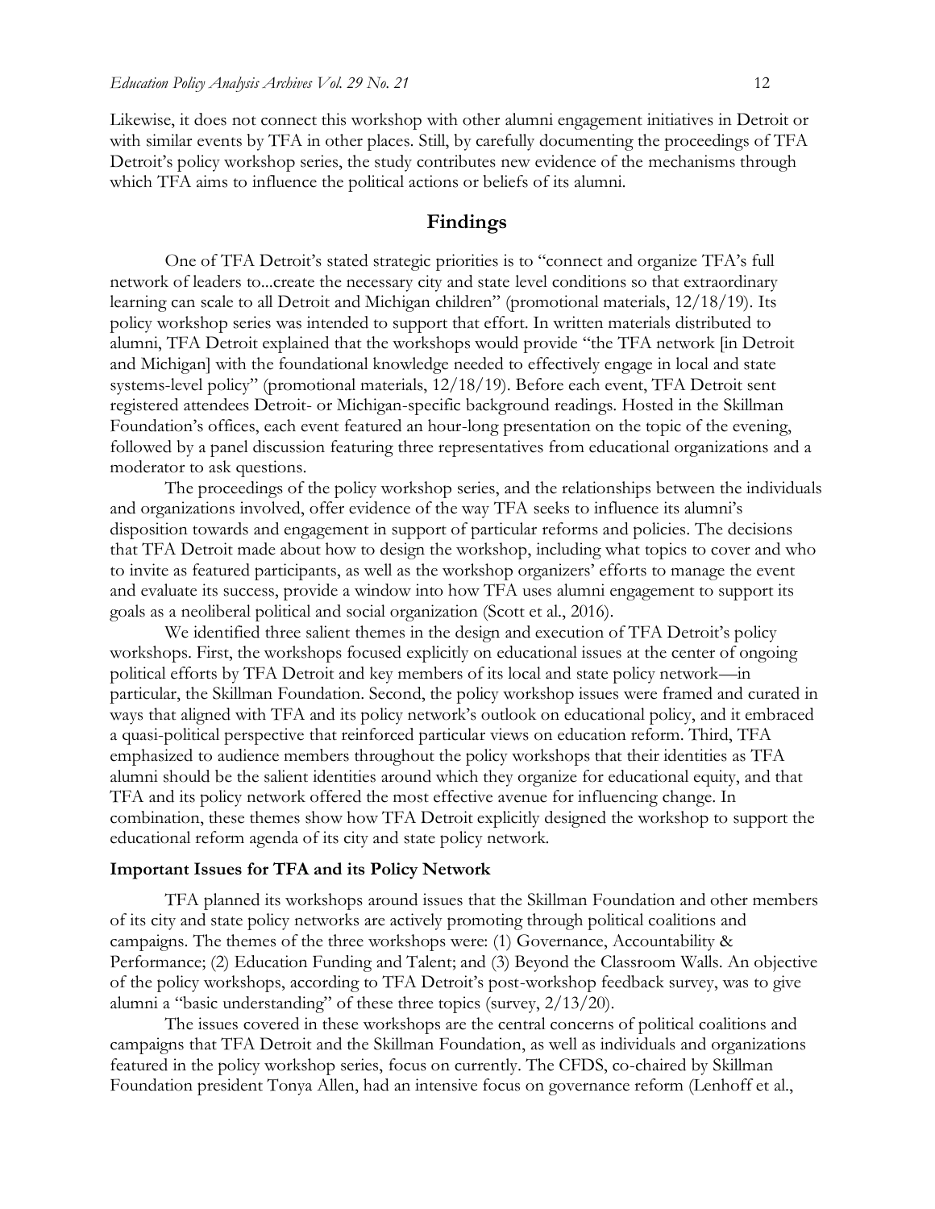Likewise, it does not connect this workshop with other alumni engagement initiatives in Detroit or with similar events by TFA in other places. Still, by carefully documenting the proceedings of TFA Detroit's policy workshop series, the study contributes new evidence of the mechanisms through which TFA aims to influence the political actions or beliefs of its alumni.

## Findings

One of TFA Detroit's stated strategic priorities is to "connect and organize TFA's full network of leaders to...create the necessary city and state level conditions so that extraordinary learning can scale to all Detroit and Michigan children" (promotional materials, 12/18/19). Its policy workshop series was intended to support that effort. In written materials distributed to alumni, TFA Detroit explained that the workshops would provide "the TFA network [in Detroit and Michigan] with the foundational knowledge needed to effectively engage in local and state systems-level policy" (promotional materials, 12/18/19). Before each event, TFA Detroit sent registered attendees Detroit- or Michigan-specific background readings. Hosted in the Skillman Foundation's offices, each event featured an hour-long presentation on the topic of the evening, followed by a panel discussion featuring three representatives from educational organizations and a moderator to ask questions.

The proceedings of the policy workshop series, and the relationships between the individuals and organizations involved, offer evidence of the way TFA seeks to influence its alumni's disposition towards and engagement in support of particular reforms and policies. The decisions that TFA Detroit made about how to design the workshop, including what topics to cover and who to invite as featured participants, as well as the workshop organizers' efforts to manage the event and evaluate its success, provide a window into how TFA uses alumni engagement to support its goals as a neoliberal political and social organization (Scott et al., 2016).

We identified three salient themes in the design and execution of TFA Detroit's policy workshops. First, the workshops focused explicitly on educational issues at the center of ongoing political efforts by TFA Detroit and key members of its local and state policy network—in particular, the Skillman Foundation. Second, the policy workshop issues were framed and curated in ways that aligned with TFA and its policy network's outlook on educational policy, and it embraced a quasi-political perspective that reinforced particular views on education reform. Third, TFA emphasized to audience members throughout the policy workshops that their identities as TFA alumni should be the salient identities around which they organize for educational equity, and that TFA and its policy network offered the most effective avenue for influencing change. In combination, these themes show how TFA Detroit explicitly designed the workshop to support the educational reform agenda of its city and state policy network.

### Important Issues for TFA and its Policy Network

TFA planned its workshops around issues that the Skillman Foundation and other members of its city and state policy networks are actively promoting through political coalitions and campaigns. The themes of the three workshops were: (1) Governance, Accountability & Performance; (2) Education Funding and Talent; and (3) Beyond the Classroom Walls. An objective of the policy workshops, according to TFA Detroit's post-workshop feedback survey, was to give alumni a "basic understanding" of these three topics (survey, 2/13/20).

The issues covered in these workshops are the central concerns of political coalitions and campaigns that TFA Detroit and the Skillman Foundation, as well as individuals and organizations featured in the policy workshop series, focus on currently. The CFDS, co-chaired by Skillman Foundation president Tonya Allen, had an intensive focus on governance reform (Lenhoff et al.,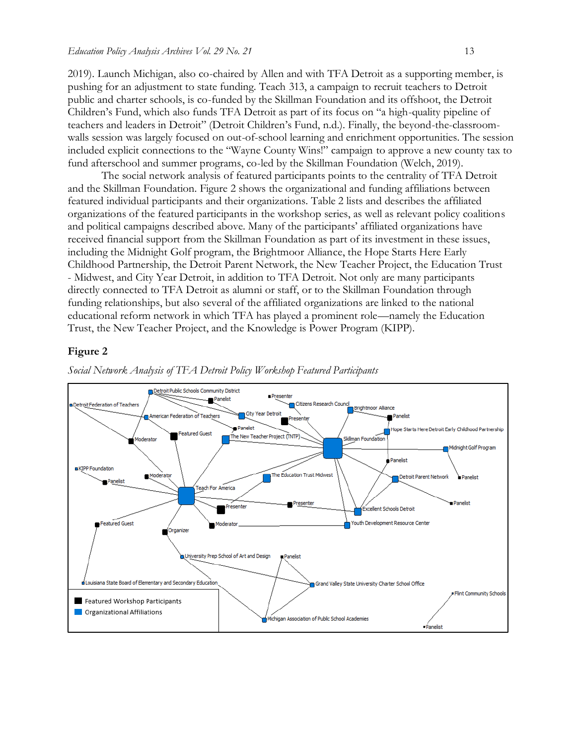2019). Launch Michigan, also co-chaired by Allen and with TFA Detroit as a supporting member, is pushing for an adjustment to state funding. Teach 313, a campaign to recruit teachers to Detroit public and charter schools, is co-funded by the Skillman Foundation and its offshoot, the Detroit Children's Fund, which also funds TFA Detroit as part of its focus on "a high-quality pipeline of teachers and leaders in Detroit" (Detroit Children's Fund, n.d.). Finally, the beyond-the-classroom-walls session was largely focused on out-of-school learning and enrichment opportunities. The session included explicit connections to the "Wayne County Wins!" campaign to approve a new county tax to fund afterschool and summer programs, co-led by the Skillman Foundation (Welch, 2019).

The social network analysis of featured participants points to the centrality of TFA Detroit and the Skillman Foundation. Figure 2 shows the organizational and funding affiliations between featured individual participants and their organizations. Table 2 lists and describes the affiliated organizations of the featured participants in the workshop series, as well as relevant policy coalitions and political campaigns described above. Many of the participants' affiliated organizations have received financial support from the Skillman Foundation as part of its investment in these issues, including the Midnight Golf program, the Brightmoor Alliance, the Hope Starts Here Early Childhood Partnership, the Detroit Parent Network, the New Teacher Project, the Education Trust - Midwest, and City Year Detroit, in addition to TFA Detroit. Not only are many participants directly connected to TFA Detroit as alumni or staff, or to the Skillman Foundation through funding relationships, but also several of the affiliated organizations are linked to the national educational reform network in which TFA has played a prominent role—namely the Education Trust, the New Teacher Project, and the Knowledge is Power Program (KIPP).

**Figure 2**

*Social Network Analysis of TFA Detroit Policy Workshop Featured Participants*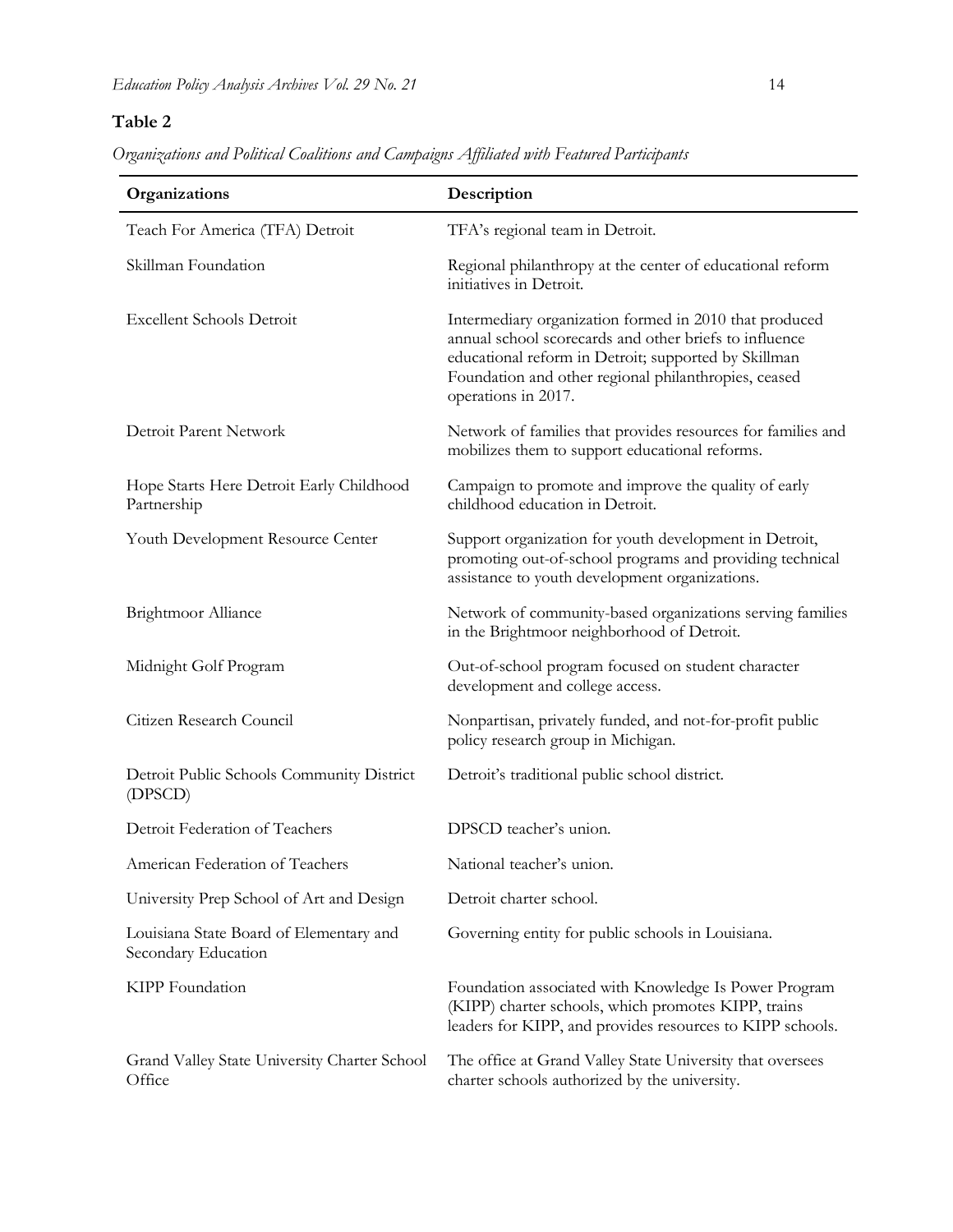**Table 2**

*Organizations and Political Coalitions and Campaigns Affiliated with Featured Participants*

| Organizations | Description |
| --- | --- |
| Teach For America (TFA) Detroit | TFA's regional team in Detroit. |
| Skillman Foundation | Regional philanthropy at the center of educational reform initiatives in Detroit. |
| Excellent Schools Detroit | Intermediary organization formed in 2010 that produced annual school scorecards and other briefs to influence educational reform in Detroit; supported by Skillman Foundation and other regional philanthropies, ceased operations in 2017. |
| Detroit Parent Network | Network of families that provides resources for families and mobilizes them to support educational reforms. |
| Hope Starts Here Detroit Early Childhood Partnership | Campaign to promote and improve the quality of early childhood education in Detroit. |
| Youth Development Resource Center | Support organization for youth development in Detroit, promoting out-of-school programs and providing technical assistance to youth development organizations. |
| Brightmoor Alliance | Network of community-based organizations serving families in the Brightmoor neighborhood of Detroit. |
| Midnight Golf Program | Out-of-school program focused on student character development and college access. |
| Citizen Research Council | Nonpartisan, privately funded, and not-for-profit public policy research group in Michigan. |
| Detroit Public Schools Community District (DPSCD) | Detroit's traditional public school district. |
| Detroit Federation of Teachers | DPSCD teacher's union. |
| American Federation of Teachers | National teacher's union. |
| University Prep School of Art and Design | Detroit charter school. |
| Louisiana State Board of Elementary and Secondary Education | Governing entity for public schools in Louisiana. |
| KIPP Foundation | Foundation associated with Knowledge Is Power Program (KIPP) charter schools, which promotes KIPP, trains leaders for KIPP, and provides resources to KIPP schools. |
| Grand Valley State University Charter School Office | The office at Grand Valley State University that oversees charter schools authorized by the university. |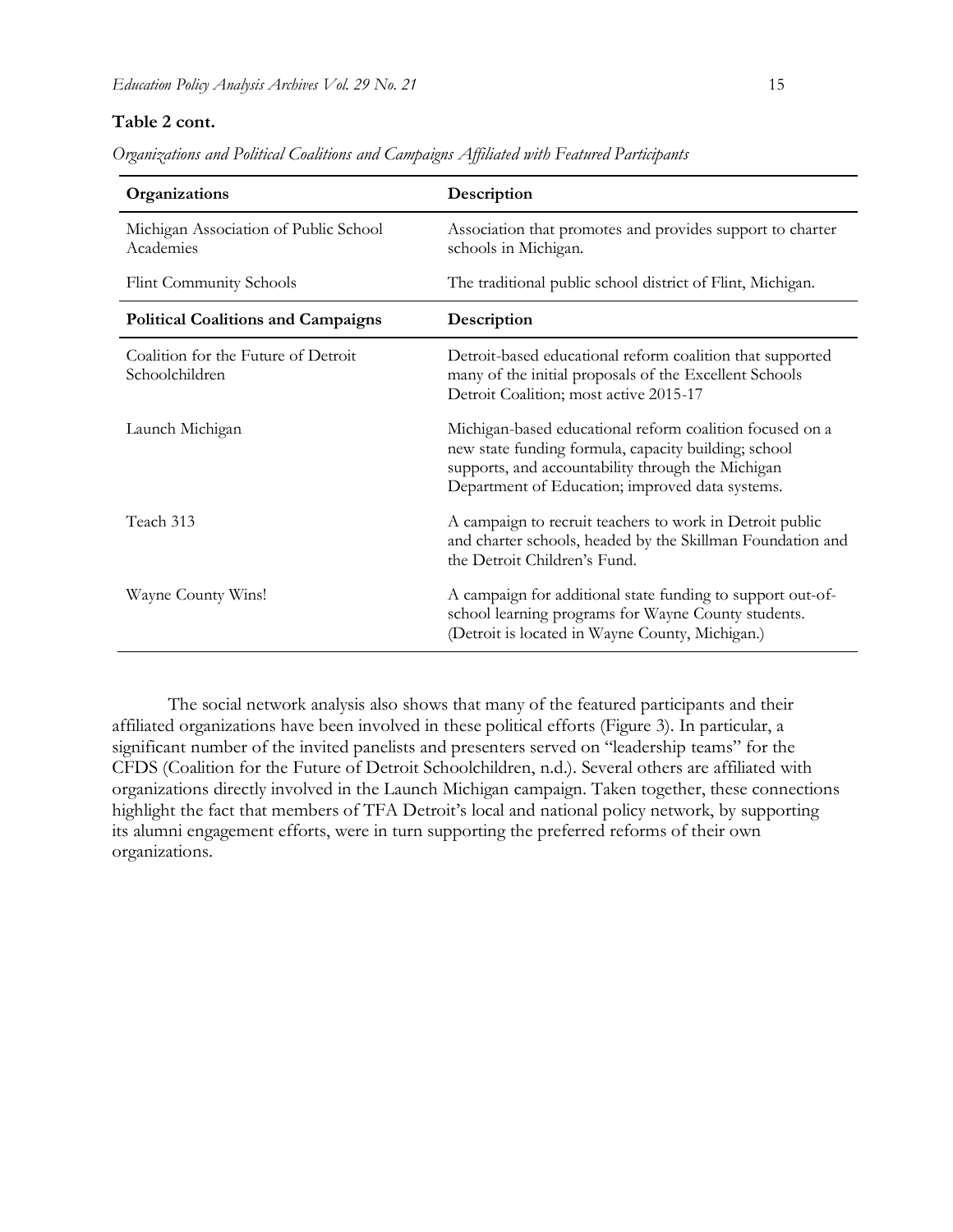**Table 2 cont.**

*Organizations and Political Coalitions and Campaigns Affiliated with Featured Participants*

| Organizations | Description |
|---|---|
| Michigan Association of Public School Academies | Association that promotes and provides support to charter schools in Michigan. |
| Flint Community Schools | The traditional public school district of Flint, Michigan. |
| **Political Coalitions and Campaigns** | **Description** |
| Coalition for the Future of Detroit Schoolchildren | Detroit-based educational reform coalition that supported many of the initial proposals of the Excellent Schools Detroit Coalition; most active 2015-17 |
| Launch Michigan | Michigan-based educational reform coalition focused on a new state funding formula, capacity building; school supports, and accountability through the Michigan Department of Education; improved data systems. |
| Teach 313 | A campaign to recruit teachers to work in Detroit public and charter schools, headed by the Skillman Foundation and the Detroit Children's Fund. |
| Wayne County Wins! | A campaign for additional state funding to support out-of-school learning programs for Wayne County students. (Detroit is located in Wayne County, Michigan.) |

The social network analysis also shows that many of the featured participants and their affiliated organizations have been involved in these political efforts (Figure 3). In particular, a significant number of the invited panelists and presenters served on "leadership teams" for the CFDS (Coalition for the Future of Detroit Schoolchildren, n.d.). Several others are affiliated with organizations directly involved in the Launch Michigan campaign. Taken together, these connections highlight the fact that members of TFA Detroit's local and national policy network, by supporting its alumni engagement efforts, were in turn supporting the preferred reforms of their own organizations.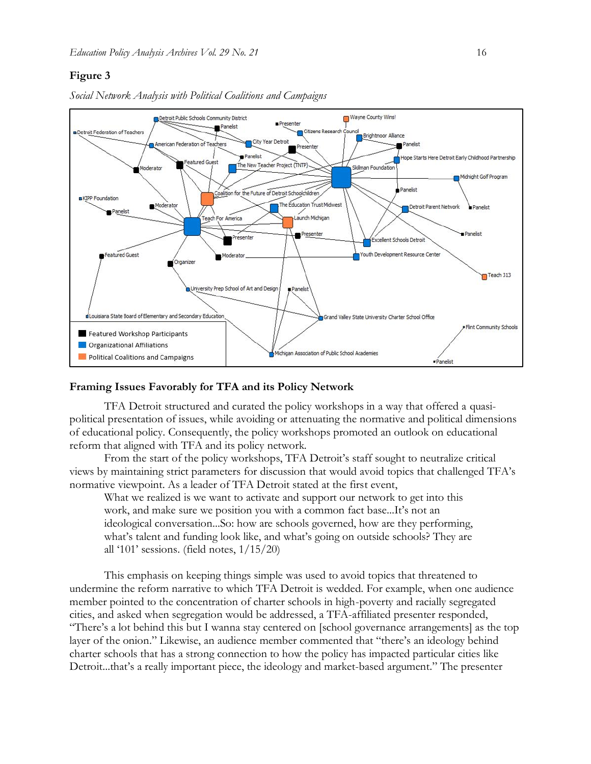**Figure 3**

*Social Network Analysis with Political Coalitions and Campaigns*

## Framing Issues Favorably for TFA and its Policy Network

TFA Detroit structured and curated the policy workshops in a way that offered a quasi-political presentation of issues, while avoiding or attenuating the normative and political dimensions of educational policy. Consequently, the policy workshops promoted an outlook on educational reform that aligned with TFA and its policy network.

From the start of the policy workshops, TFA Detroit's staff sought to neutralize critical views by maintaining strict parameters for discussion that would avoid topics that challenged TFA's normative viewpoint. As a leader of TFA Detroit stated at the first event,

> What we realized is we want to activate and support our network to get into this work, and make sure we position you with a common fact base...It's not an ideological conversation...So: how are schools governed, how are they performing, what's talent and funding look like, and what's going on outside schools? They are all '101' sessions. (field notes, 1/15/20)

This emphasis on keeping things simple was used to avoid topics that threatened to undermine the reform narrative to which TFA Detroit is wedded. For example, when one audience member pointed to the concentration of charter schools in high-poverty and racially segregated cities, and asked when segregation would be addressed, a TFA-affiliated presenter responded, "There's a lot behind this but I wanna stay centered on [school governance arrangements] as the top layer of the onion." Likewise, an audience member commented that "there's an ideology behind charter schools that has a strong connection to how the policy has impacted particular cities like Detroit...that's a really important piece, the ideology and market-based argument." The presenter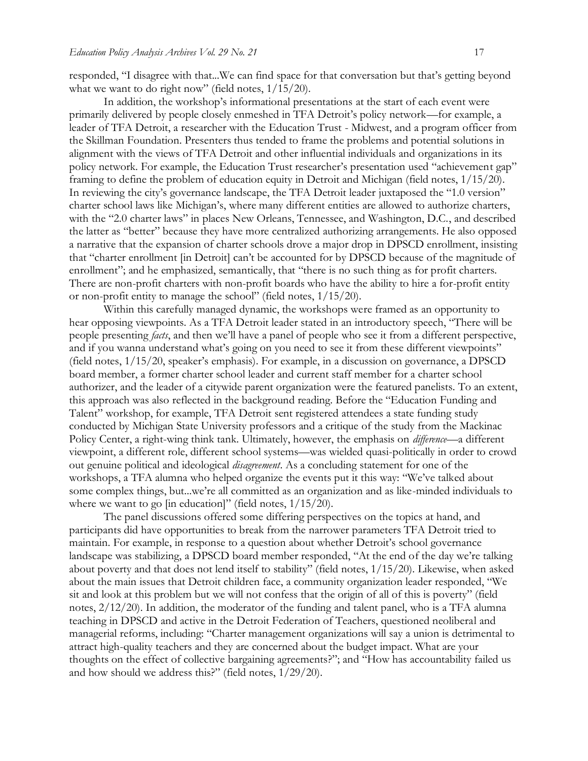responded, "I disagree with that...We can find space for that conversation but that's getting beyond what we want to do right now" (field notes, 1/15/20).

In addition, the workshop's informational presentations at the start of each event were primarily delivered by people closely enmeshed in TFA Detroit's policy network—for example, a leader of TFA Detroit, a researcher with the Education Trust - Midwest, and a program officer from the Skillman Foundation. Presenters thus tended to frame the problems and potential solutions in alignment with the views of TFA Detroit and other influential individuals and organizations in its policy network. For example, the Education Trust researcher's presentation used "achievement gap" framing to define the problem of education equity in Detroit and Michigan (field notes, 1/15/20). In reviewing the city's governance landscape, the TFA Detroit leader juxtaposed the "1.0 version" charter school laws like Michigan's, where many different entities are allowed to authorize charters, with the "2.0 charter laws" in places New Orleans, Tennessee, and Washington, D.C., and described the latter as "better" because they have more centralized authorizing arrangements. He also opposed a narrative that the expansion of charter schools drove a major drop in DPSCD enrollment, insisting that "charter enrollment [in Detroit] can't be accounted for by DPSCD because of the magnitude of enrollment"; and he emphasized, semantically, that "there is no such thing as for profit charters. There are non-profit charters with non-profit boards who have the ability to hire a for-profit entity or non-profit entity to manage the school" (field notes, 1/15/20).

Within this carefully managed dynamic, the workshops were framed as an opportunity to hear opposing viewpoints. As a TFA Detroit leader stated in an introductory speech, "There will be people presenting *facts*, and then we'll have a panel of people who see it from a different perspective, and if you wanna understand what's going on you need to see it from these different viewpoints" (field notes, 1/15/20, speaker's emphasis). For example, in a discussion on governance, a DPSCD board member, a former charter school leader and current staff member for a charter school authorizer, and the leader of a citywide parent organization were the featured panelists. To an extent, this approach was also reflected in the background reading. Before the "Education Funding and Talent" workshop, for example, TFA Detroit sent registered attendees a state funding study conducted by Michigan State University professors and a critique of the study from the Mackinac Policy Center, a right-wing think tank. Ultimately, however, the emphasis on *difference*—a different viewpoint, a different role, different school systems—was wielded quasi-politically in order to crowd out genuine political and ideological *disagreement*. As a concluding statement for one of the workshops, a TFA alumna who helped organize the events put it this way: "We've talked about some complex things, but...we're all committed as an organization and as like-minded individuals to where we want to go [in education]" (field notes, 1/15/20).

The panel discussions offered some differing perspectives on the topics at hand, and participants did have opportunities to break from the narrower parameters TFA Detroit tried to maintain. For example, in response to a question about whether Detroit's school governance landscape was stabilizing, a DPSCD board member responded, "At the end of the day we're talking about poverty and that does not lend itself to stability" (field notes, 1/15/20). Likewise, when asked about the main issues that Detroit children face, a community organization leader responded, "We sit and look at this problem but we will not confess that the origin of all of this is poverty" (field notes, 2/12/20). In addition, the moderator of the funding and talent panel, who is a TFA alumna teaching in DPSCD and active in the Detroit Federation of Teachers, questioned neoliberal and managerial reforms, including: "Charter management organizations will say a union is detrimental to attract high-quality teachers and they are concerned about the budget impact. What are your thoughts on the effect of collective bargaining agreements?"; and "How has accountability failed us and how should we address this?" (field notes, 1/29/20).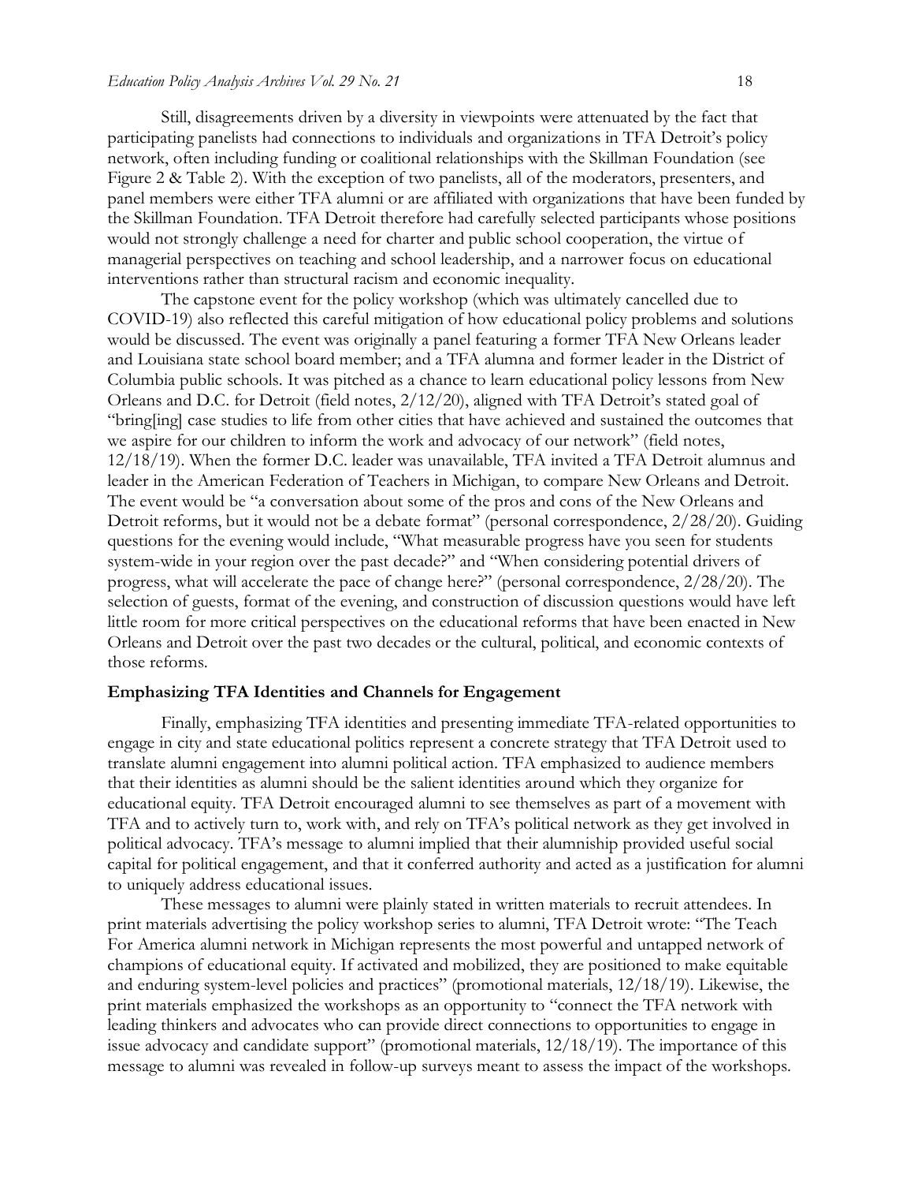Still, disagreements driven by a diversity in viewpoints were attenuated by the fact that participating panelists had connections to individuals and organizations in TFA Detroit's policy network, often including funding or coalitional relationships with the Skillman Foundation (see Figure 2 & Table 2). With the exception of two panelists, all of the moderators, presenters, and panel members were either TFA alumni or are affiliated with organizations that have been funded by the Skillman Foundation. TFA Detroit therefore had carefully selected participants whose positions would not strongly challenge a need for charter and public school cooperation, the virtue of managerial perspectives on teaching and school leadership, and a narrower focus on educational interventions rather than structural racism and economic inequality.

The capstone event for the policy workshop (which was ultimately cancelled due to COVID-19) also reflected this careful mitigation of how educational policy problems and solutions would be discussed. The event was originally a panel featuring a former TFA New Orleans leader and Louisiana state school board member; and a TFA alumna and former leader in the District of Columbia public schools. It was pitched as a chance to learn educational policy lessons from New Orleans and D.C. for Detroit (field notes, 2/12/20), aligned with TFA Detroit's stated goal of "bring[ing] case studies to life from other cities that have achieved and sustained the outcomes that we aspire for our children to inform the work and advocacy of our network" (field notes, 12/18/19). When the former D.C. leader was unavailable, TFA invited a TFA Detroit alumnus and leader in the American Federation of Teachers in Michigan, to compare New Orleans and Detroit. The event would be "a conversation about some of the pros and cons of the New Orleans and Detroit reforms, but it would not be a debate format" (personal correspondence, 2/28/20). Guiding questions for the evening would include, "What measurable progress have you seen for students system-wide in your region over the past decade?" and "When considering potential drivers of progress, what will accelerate the pace of change here?" (personal correspondence, 2/28/20). The selection of guests, format of the evening, and construction of discussion questions would have left little room for more critical perspectives on the educational reforms that have been enacted in New Orleans and Detroit over the past two decades or the cultural, political, and economic contexts of those reforms.

### Emphasizing TFA Identities and Channels for Engagement

Finally, emphasizing TFA identities and presenting immediate TFA-related opportunities to engage in city and state educational politics represent a concrete strategy that TFA Detroit used to translate alumni engagement into alumni political action. TFA emphasized to audience members that their identities as alumni should be the salient identities around which they organize for educational equity. TFA Detroit encouraged alumni to see themselves as part of a movement with TFA and to actively turn to, work with, and rely on TFA's political network as they get involved in political advocacy. TFA's message to alumni implied that their alumniship provided useful social capital for political engagement, and that it conferred authority and acted as a justification for alumni to uniquely address educational issues.

These messages to alumni were plainly stated in written materials to recruit attendees. In print materials advertising the policy workshop series to alumni, TFA Detroit wrote: "The Teach For America alumni network in Michigan represents the most powerful and untapped network of champions of educational equity. If activated and mobilized, they are positioned to make equitable and enduring system-level policies and practices" (promotional materials, 12/18/19). Likewise, the print materials emphasized the workshops as an opportunity to "connect the TFA network with leading thinkers and advocates who can provide direct connections to opportunities to engage in issue advocacy and candidate support" (promotional materials, 12/18/19). The importance of this message to alumni was revealed in follow-up surveys meant to assess the impact of the workshops.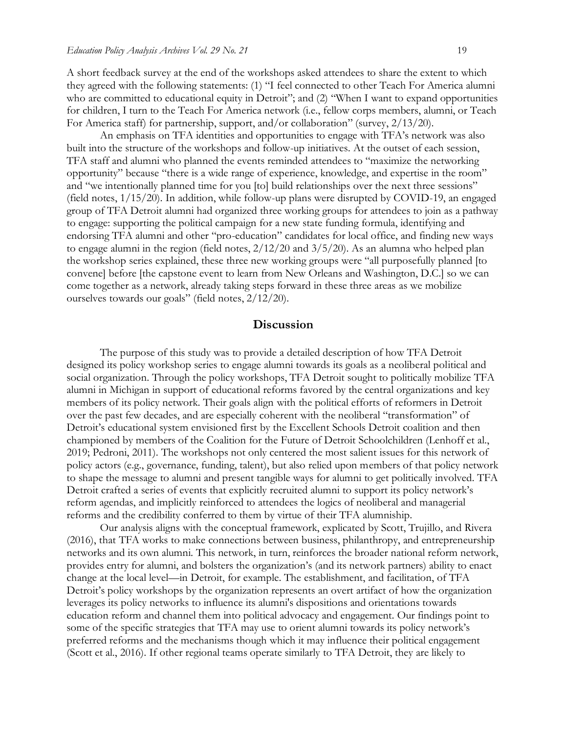A short feedback survey at the end of the workshops asked attendees to share the extent to which they agreed with the following statements: (1) "I feel connected to other Teach For America alumni who are committed to educational equity in Detroit"; and (2) "When I want to expand opportunities for children, I turn to the Teach For America network (i.e., fellow corps members, alumni, or Teach For America staff) for partnership, support, and/or collaboration" (survey, 2/13/20).

An emphasis on TFA identities and opportunities to engage with TFA's network was also built into the structure of the workshops and follow-up initiatives. At the outset of each session, TFA staff and alumni who planned the events reminded attendees to "maximize the networking opportunity" because "there is a wide range of experience, knowledge, and expertise in the room" and "we intentionally planned time for you [to] build relationships over the next three sessions" (field notes, 1/15/20). In addition, while follow-up plans were disrupted by COVID-19, an engaged group of TFA Detroit alumni had organized three working groups for attendees to join as a pathway to engage: supporting the political campaign for a new state funding formula, identifying and endorsing TFA alumni and other "pro-education" candidates for local office, and finding new ways to engage alumni in the region (field notes, 2/12/20 and 3/5/20). As an alumna who helped plan the workshop series explained, these three new working groups were "all purposefully planned [to convene] before [the capstone event to learn from New Orleans and Washington, D.C.] so we can come together as a network, already taking steps forward in these three areas as we mobilize ourselves towards our goals" (field notes, 2/12/20).

## Discussion

The purpose of this study was to provide a detailed description of how TFA Detroit designed its policy workshop series to engage alumni towards its goals as a neoliberal political and social organization. Through the policy workshops, TFA Detroit sought to politically mobilize TFA alumni in Michigan in support of educational reforms favored by the central organizations and key members of its policy network. Their goals align with the political efforts of reformers in Detroit over the past few decades, and are especially coherent with the neoliberal "transformation" of Detroit's educational system envisioned first by the Excellent Schools Detroit coalition and then championed by members of the Coalition for the Future of Detroit Schoolchildren (Lenhoff et al., 2019; Pedroni, 2011). The workshops not only centered the most salient issues for this network of policy actors (e.g., governance, funding, talent), but also relied upon members of that policy network to shape the message to alumni and present tangible ways for alumni to get politically involved. TFA Detroit crafted a series of events that explicitly recruited alumni to support its policy network's reform agendas, and implicitly reinforced to attendees the logics of neoliberal and managerial reforms and the credibility conferred to them by virtue of their TFA alumniship.

Our analysis aligns with the conceptual framework, explicated by Scott, Trujillo, and Rivera (2016), that TFA works to make connections between business, philanthropy, and entrepreneurship networks and its own alumni. This network, in turn, reinforces the broader national reform network, provides entry for alumni, and bolsters the organization's (and its network partners) ability to enact change at the local level—in Detroit, for example. The establishment, and facilitation, of TFA Detroit's policy workshops by the organization represents an overt artifact of how the organization leverages its policy networks to influence its alumni's dispositions and orientations towards education reform and channel them into political advocacy and engagement. Our findings point to some of the specific strategies that TFA may use to orient alumni towards its policy network's preferred reforms and the mechanisms though which it may influence their political engagement (Scott et al., 2016). If other regional teams operate similarly to TFA Detroit, they are likely to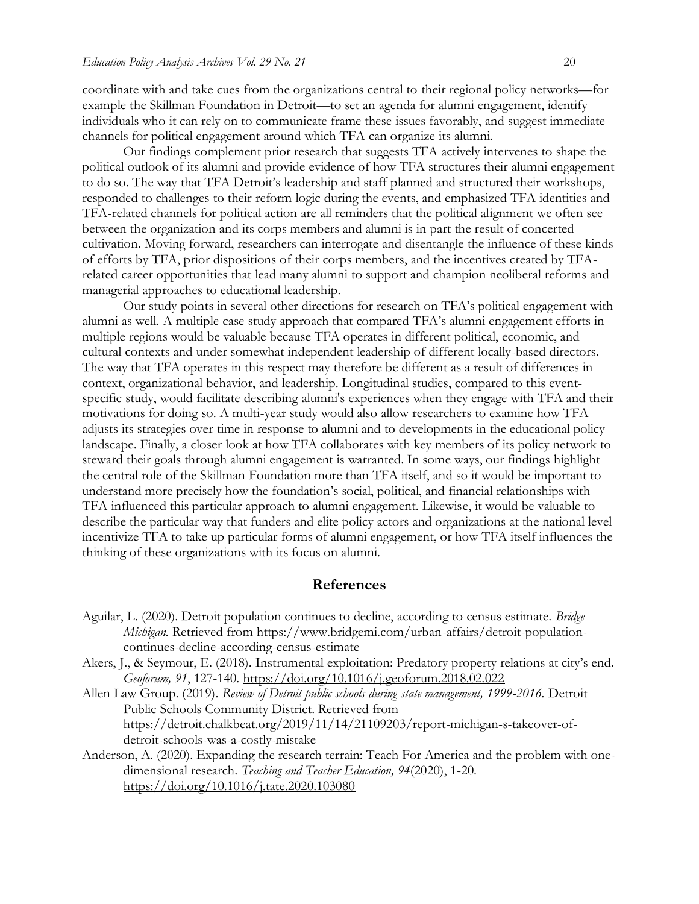coordinate with and take cues from the organizations central to their regional policy networks—for example the Skillman Foundation in Detroit—to set an agenda for alumni engagement, identify individuals who it can rely on to communicate frame these issues favorably, and suggest immediate channels for political engagement around which TFA can organize its alumni.

Our findings complement prior research that suggests TFA actively intervenes to shape the political outlook of its alumni and provide evidence of how TFA structures their alumni engagement to do so. The way that TFA Detroit's leadership and staff planned and structured their workshops, responded to challenges to their reform logic during the events, and emphasized TFA identities and TFA-related channels for political action are all reminders that the political alignment we often see between the organization and its corps members and alumni is in part the result of concerted cultivation. Moving forward, researchers can interrogate and disentangle the influence of these kinds of efforts by TFA, prior dispositions of their corps members, and the incentives created by TFA-related career opportunities that lead many alumni to support and champion neoliberal reforms and managerial approaches to educational leadership.

Our study points in several other directions for research on TFA's political engagement with alumni as well. A multiple case study approach that compared TFA's alumni engagement efforts in multiple regions would be valuable because TFA operates in different political, economic, and cultural contexts and under somewhat independent leadership of different locally-based directors. The way that TFA operates in this respect may therefore be different as a result of differences in context, organizational behavior, and leadership. Longitudinal studies, compared to this event-specific study, would facilitate describing alumni's experiences when they engage with TFA and their motivations for doing so. A multi-year study would also allow researchers to examine how TFA adjusts its strategies over time in response to alumni and to developments in the educational policy landscape. Finally, a closer look at how TFA collaborates with key members of its policy network to steward their goals through alumni engagement is warranted. In some ways, our findings highlight the central role of the Skillman Foundation more than TFA itself, and so it would be important to understand more precisely how the foundation's social, political, and financial relationships with TFA influenced this particular approach to alumni engagement. Likewise, it would be valuable to describe the particular way that funders and elite policy actors and organizations at the national level incentivize TFA to take up particular forms of alumni engagement, or how TFA itself influences the thinking of these organizations with its focus on alumni.

## References

Aguilar, L. (2020). Detroit population continues to decline, according to census estimate. *Bridge Michigan.* Retrieved from https://www.bridgemi.com/urban-affairs/detroit-population-continues-decline-according-census-estimate

Akers, J., & Seymour, E. (2018). Instrumental exploitation: Predatory property relations at city's end. *Geoforum, 91*, 127-140. https://doi.org/10.1016/j.geoforum.2018.02.022

Allen Law Group. (2019). *Review of Detroit public schools during state management, 1999-2016.* Detroit Public Schools Community District. Retrieved from https://detroit.chalkbeat.org/2019/11/14/21109203/report-michigan-s-takeover-of-detroit-schools-was-a-costly-mistake

Anderson, A. (2020). Expanding the research terrain: Teach For America and the problem with one-dimensional research. *Teaching and Teacher Education, 94*(2020), 1-20. https://doi.org/10.1016/j.tate.2020.103080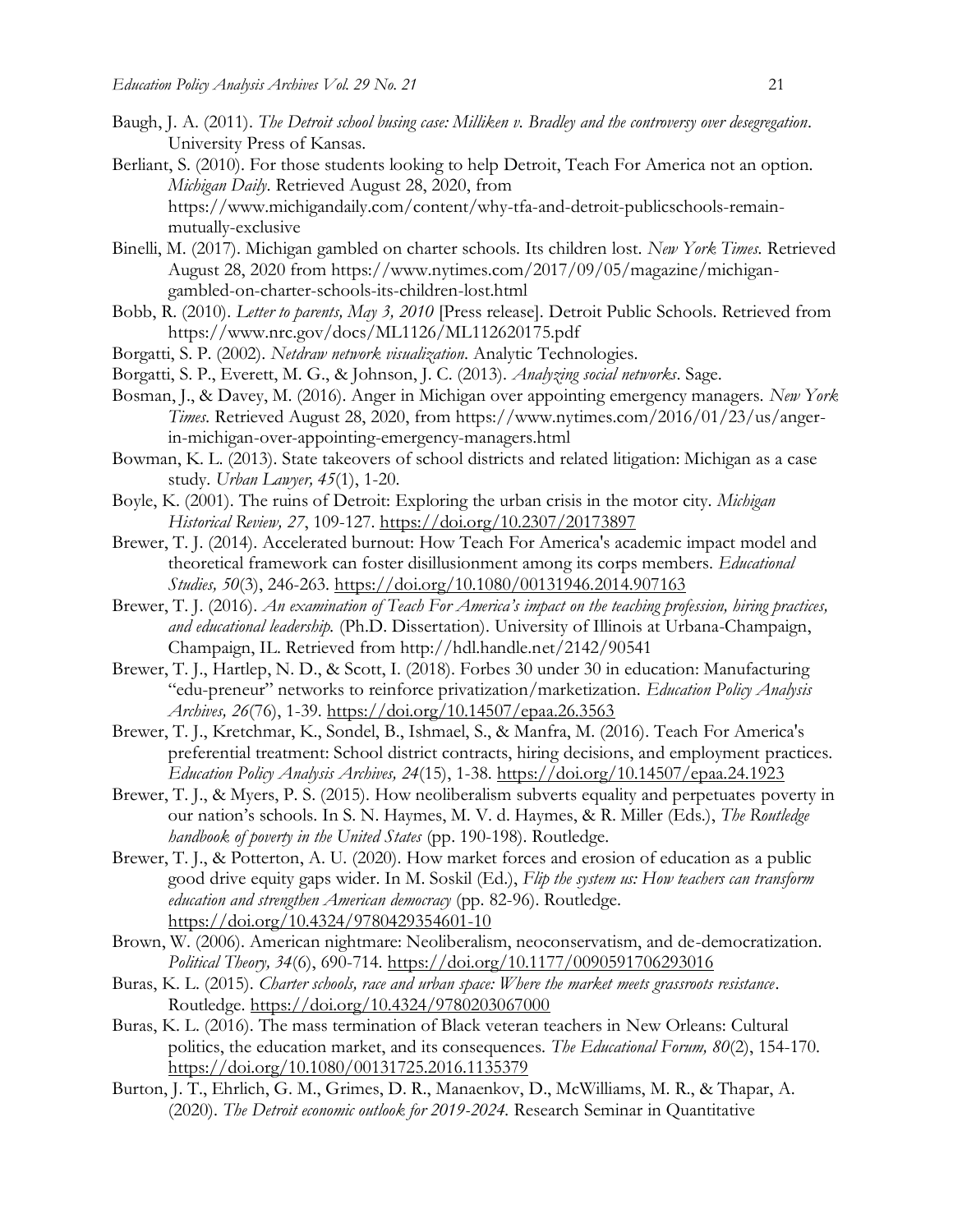Baugh, J. A. (2011). *The Detroit school busing case: Milliken v. Bradley and the controversy over desegregation*. University Press of Kansas.

Berliant, S. (2010). For those students looking to help Detroit, Teach For America not an option. *Michigan Daily*. Retrieved August 28, 2020, from https://www.michigandaily.com/content/why-tfa-and-detroit-publicschools-remain-mutually-exclusive

Binelli, M. (2017). Michigan gambled on charter schools. Its children lost. *New York Times*. Retrieved August 28, 2020 from https://www.nytimes.com/2017/09/05/magazine/michigan-gambled-on-charter-schools-its-children-lost.html

Bobb, R. (2010). *Letter to parents, May 3, 2010* [Press release]. Detroit Public Schools. Retrieved from https://www.nrc.gov/docs/ML1126/ML112620175.pdf

Borgatti, S. P. (2002). *Netdraw network visualization*. Analytic Technologies.

Borgatti, S. P., Everett, M. G., & Johnson, J. C. (2013). *Analyzing social networks*. Sage.

Bosman, J., & Davey, M. (2016). Anger in Michigan over appointing emergency managers. *New York Times*. Retrieved August 28, 2020, from https://www.nytimes.com/2016/01/23/us/anger-in-michigan-over-appointing-emergency-managers.html

Bowman, K. L. (2013). State takeovers of school districts and related litigation: Michigan as a case study. *Urban Lawyer, 45*(1), 1-20.

Boyle, K. (2001). The ruins of Detroit: Exploring the urban crisis in the motor city. *Michigan Historical Review, 27*, 109-127. https://doi.org/10.2307/20173897

Brewer, T. J. (2014). Accelerated burnout: How Teach For America's academic impact model and theoretical framework can foster disillusionment among its corps members. *Educational Studies, 50*(3), 246-263. https://doi.org/10.1080/00131946.2014.907163

Brewer, T. J. (2016). *An examination of Teach For America's impact on the teaching profession, hiring practices, and educational leadership.* (Ph.D. Dissertation). University of Illinois at Urbana-Champaign, Champaign, IL. Retrieved from http://hdl.handle.net/2142/90541

Brewer, T. J., Hartlep, N. D., & Scott, I. (2018). Forbes 30 under 30 in education: Manufacturing "edu-preneur" networks to reinforce privatization/marketization. *Education Policy Analysis Archives, 26*(76), 1-39. https://doi.org/10.14507/epaa.26.3563

Brewer, T. J., Kretchmar, K., Sondel, B., Ishmael, S., & Manfra, M. (2016). Teach For America's preferential treatment: School district contracts, hiring decisions, and employment practices. *Education Policy Analysis Archives, 24*(15), 1-38. https://doi.org/10.14507/epaa.24.1923

Brewer, T. J., & Myers, P. S. (2015). How neoliberalism subverts equality and perpetuates poverty in our nation's schools. In S. N. Haymes, M. V. d. Haymes, & R. Miller (Eds.), *The Routledge handbook of poverty in the United States* (pp. 190-198). Routledge.

Brewer, T. J., & Potterton, A. U. (2020). How market forces and erosion of education as a public good drive equity gaps wider. In M. Soskil (Ed.), *Flip the system us: How teachers can transform education and strengthen American democracy* (pp. 82-96). Routledge. https://doi.org/10.4324/9780429354601-10

Brown, W. (2006). American nightmare: Neoliberalism, neoconservatism, and de-democratization. *Political Theory, 34*(6), 690-714. https://doi.org/10.1177/0090591706293016

Buras, K. L. (2015). *Charter schools, race and urban space: Where the market meets grassroots resistance*. Routledge. https://doi.org/10.4324/9780203067000

Buras, K. L. (2016). The mass termination of Black veteran teachers in New Orleans: Cultural politics, the education market, and its consequences. *The Educational Forum, 80*(2), 154-170. https://doi.org/10.1080/00131725.2016.1135379

Burton, J. T., Ehrlich, G. M., Grimes, D. R., Manaenkov, D., McWilliams, M. R., & Thapar, A. (2020). *The Detroit economic outlook for 2019-2024.* Research Seminar in Quantitative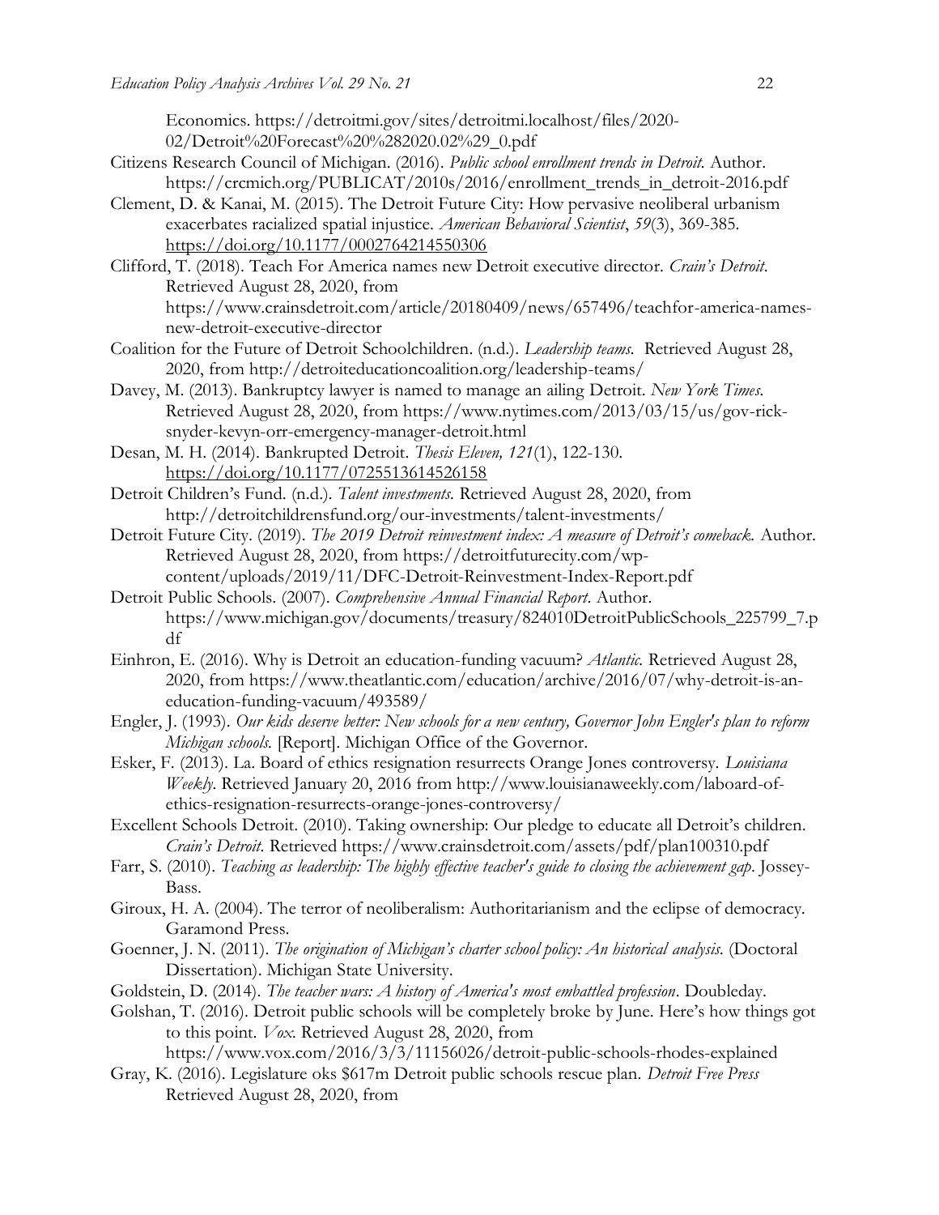Economics. https://detroitmi.gov/sites/detroitmi.localhost/files/2020-02/Detroit%20Forecast%20%282020.02%29_0.pdf

Citizens Research Council of Michigan. (2016). *Public school enrollment trends in Detroit.* Author. https://crcmich.org/PUBLICAT/2010s/2016/enrollment_trends_in_detroit-2016.pdf

Clement, D. & Kanai, M. (2015). The Detroit Future City: How pervasive neoliberal urbanism exacerbates racialized spatial injustice. *American Behavioral Scientist*, *59*(3), 369-385. https://doi.org/10.1177/0002764214550306

Clifford, T. (2018). Teach For America names new Detroit executive director. *Crain's Detroit*. Retrieved August 28, 2020, from https://www.crainsdetroit.com/article/20180409/news/657496/teachfor-america-names-new-detroit-executive-director

Coalition for the Future of Detroit Schoolchildren. (n.d.). *Leadership teams.* Retrieved August 28, 2020, from http://detroiteducationcoalition.org/leadership-teams/

Davey, M. (2013). Bankruptcy lawyer is named to manage an ailing Detroit. *New York Times.* Retrieved August 28, 2020, from https://www.nytimes.com/2013/03/15/us/gov-rick-snyder-kevyn-orr-emergency-manager-detroit.html

Desan, M. H. (2014). Bankrupted Detroit. *Thesis Eleven, 121*(1), 122-130. https://doi.org/10.1177/0725513614526158

Detroit Children's Fund. (n.d.). *Talent investments.* Retrieved August 28, 2020, from http://detroitchildrensfund.org/our-investments/talent-investments/

Detroit Future City. (2019). *The 2019 Detroit reinvestment index: A measure of Detroit's comeback.* Author. Retrieved August 28, 2020, from https://detroitfuturecity.com/wp-content/uploads/2019/11/DFC-Detroit-Reinvestment-Index-Report.pdf

Detroit Public Schools. (2007). *Comprehensive Annual Financial Report.* Author. https://www.michigan.gov/documents/treasury/824010DetroitPublicSchools_225799_7.pdf

Einhron, E. (2016). Why is Detroit an education-funding vacuum? *Atlantic.* Retrieved August 28, 2020, from https://www.theatlantic.com/education/archive/2016/07/why-detroit-is-an-education-funding-vacuum/493589/

Engler, J. (1993). *Our kids deserve better: New schools for a new century, Governor John Engler's plan to reform Michigan schools.* [Report]. Michigan Office of the Governor.

Esker, F. (2013). La. Board of ethics resignation resurrects Orange Jones controversy. *Louisiana Weekly*. Retrieved January 20, 2016 from http://www.louisianaweekly.com/laboard-of-ethics-resignation-resurrects-orange-jones-controversy/

Excellent Schools Detroit. (2010). Taking ownership: Our pledge to educate all Detroit's children. *Crain's Detroit.* Retrieved https://www.crainsdetroit.com/assets/pdf/plan100310.pdf

Farr, S. (2010). *Teaching as leadership: The highly effective teacher's guide to closing the achievement gap*. Jossey-Bass.

Giroux, H. A. (2004). The terror of neoliberalism: Authoritarianism and the eclipse of democracy. Garamond Press.

Goenner, J. N. (2011). *The origination of Michigan's charter school policy: An historical analysis.* (Doctoral Dissertation). Michigan State University.

Goldstein, D. (2014). *The teacher wars: A history of America's most embattled profession*. Doubleday.

Golshan, T. (2016). Detroit public schools will be completely broke by June. Here's how things got to this point. *Vox.* Retrieved August 28, 2020, from https://www.vox.com/2016/3/3/11156026/detroit-public-schools-rhodes-explained

Gray, K. (2016). Legislature oks $617m Detroit public schools rescue plan. *Detroit Free Press* Retrieved August 28, 2020, from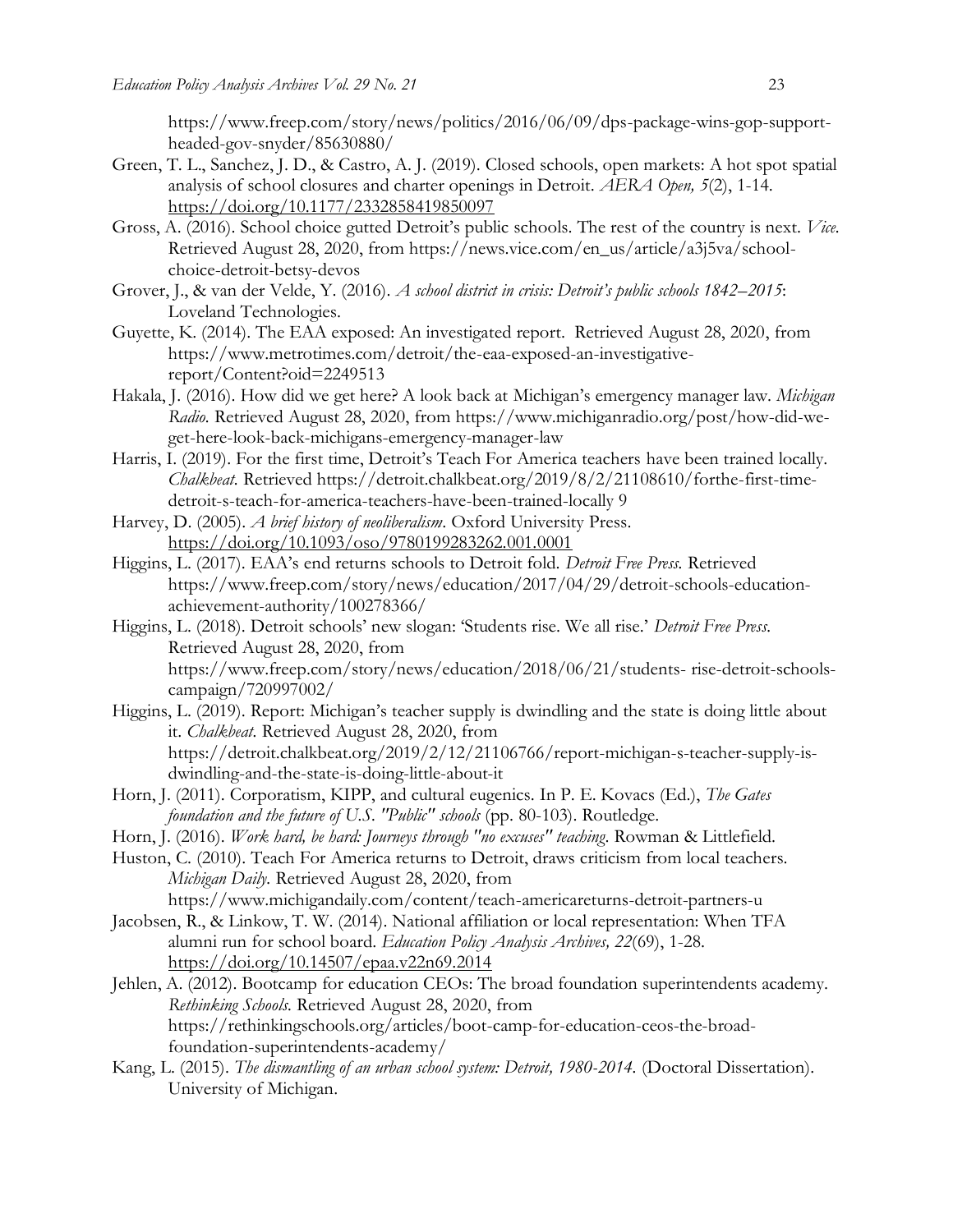https://www.freep.com/story/news/politics/2016/06/09/dps-package-wins-gop-support-headed-gov-snyder/85630880/

Green, T. L., Sanchez, J. D., & Castro, A. J. (2019). Closed schools, open markets: A hot spot spatial analysis of school closures and charter openings in Detroit. *AERA Open, 5*(2), 1-14. https://doi.org/10.1177/2332858419850097

Gross, A. (2016). School choice gutted Detroit's public schools. The rest of the country is next. *Vice*. Retrieved August 28, 2020, from https://news.vice.com/en_us/article/a3j5va/school-choice-detroit-betsy-devos

Grover, J., & van der Velde, Y. (2016). *A school district in crisis: Detroit's public schools 1842–2015*: Loveland Technologies.

Guyette, K. (2014). The EAA exposed: An investigated report. Retrieved August 28, 2020, from https://www.metrotimes.com/detroit/the-eaa-exposed-an-investigative-report/Content?oid=2249513

Hakala, J. (2016). How did we get here? A look back at Michigan's emergency manager law. *Michigan Radio*. Retrieved August 28, 2020, from https://www.michiganradio.org/post/how-did-we-get-here-look-back-michigans-emergency-manager-law

Harris, I. (2019). For the first time, Detroit's Teach For America teachers have been trained locally. *Chalkbeat*. Retrieved https://detroit.chalkbeat.org/2019/8/2/21108610/forthe-first-time-detroit-s-teach-for-america-teachers-have-been-trained-locally 9

Harvey, D. (2005). *A brief history of neoliberalism*. Oxford University Press. https://doi.org/10.1093/oso/9780199283262.001.0001

Higgins, L. (2017). EAA's end returns schools to Detroit fold. *Detroit Free Press*. Retrieved https://www.freep.com/story/news/education/2017/04/29/detroit-schools-education-achievement-authority/100278366/

Higgins, L. (2018). Detroit schools' new slogan: 'Students rise. We all rise.' *Detroit Free Press*. Retrieved August 28, 2020, from https://www.freep.com/story/news/education/2018/06/21/students- rise-detroit-schools-campaign/720997002/

Higgins, L. (2019). Report: Michigan's teacher supply is dwindling and the state is doing little about it. *Chalkbeat*. Retrieved August 28, 2020, from https://detroit.chalkbeat.org/2019/2/12/21106766/report-michigan-s-teacher-supply-is-dwindling-and-the-state-is-doing-little-about-it

Horn, J. (2011). Corporatism, KIPP, and cultural eugenics. In P. E. Kovacs (Ed.), *The Gates foundation and the future of U.S. "Public" schools* (pp. 80-103). Routledge.

Horn, J. (2016). *Work hard, be hard: Journeys through "no excuses" teaching*. Rowman & Littlefield.

Huston, C. (2010). Teach For America returns to Detroit, draws criticism from local teachers. *Michigan Daily*. Retrieved August 28, 2020, from https://www.michigandaily.com/content/teach-americareturns-detroit-partners-u

Jacobsen, R., & Linkow, T. W. (2014). National affiliation or local representation: When TFA alumni run for school board. *Education Policy Analysis Archives, 22*(69), 1-28. https://doi.org/10.14507/epaa.v22n69.2014

Jehlen, A. (2012). Bootcamp for education CEOs: The broad foundation superintendents academy. *Rethinking Schools*. Retrieved August 28, 2020, from https://rethinkingschools.org/articles/boot-camp-for-education-ceos-the-broad-foundation-superintendents-academy/

Kang, L. (2015). *The dismantling of an urban school system: Detroit, 1980-2014*. (Doctoral Dissertation). University of Michigan.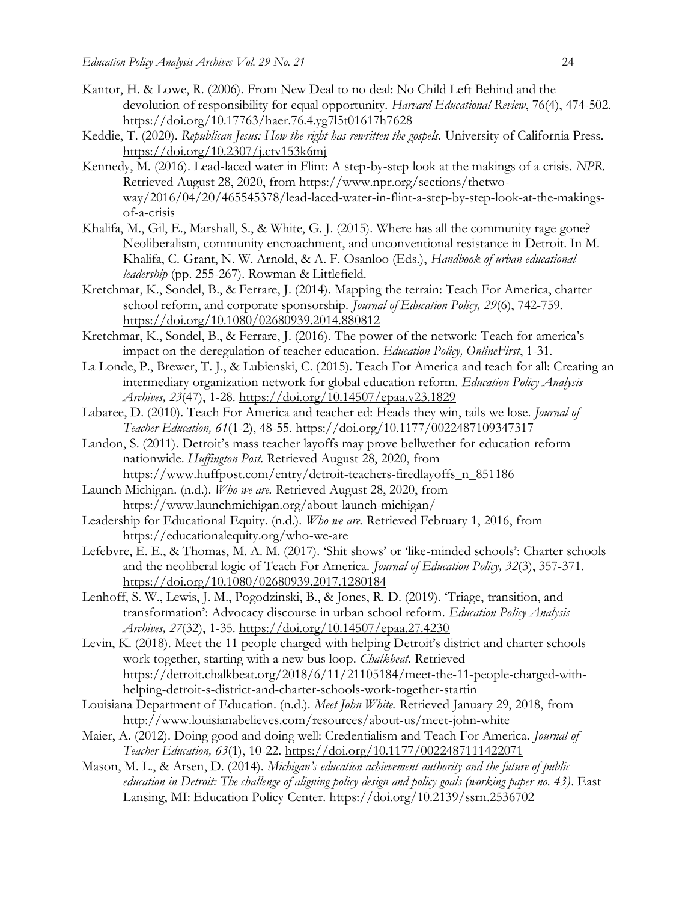Kantor, H. & Lowe, R. (2006). From New Deal to no deal: No Child Left Behind and the devolution of responsibility for equal opportunity. *Harvard Educational Review*, 76(4), 474-502. https://doi.org/10.17763/haer.76.4.yg7l5t01617h7628

Keddie, T. (2020). *Republican Jesus: How the right has rewritten the gospels.* University of California Press. https://doi.org/10.2307/j.ctv153k6mj

Kennedy, M. (2016). Lead-laced water in Flint: A step-by-step look at the makings of a crisis. *NPR.* Retrieved August 28, 2020, from https://www.npr.org/sections/thetwo-way/2016/04/20/465545378/lead-laced-water-in-flint-a-step-by-step-look-at-the-makings-of-a-crisis

Khalifa, M., Gil, E., Marshall, S., & White, G. J. (2015). Where has all the community rage gone? Neoliberalism, community encroachment, and unconventional resistance in Detroit. In M. Khalifa, C. Grant, N. W. Arnold, & A. F. Osanloo (Eds.), *Handbook of urban educational leadership* (pp. 255-267). Rowman & Littlefield.

Kretchmar, K., Sondel, B., & Ferrare, J. (2014). Mapping the terrain: Teach For America, charter school reform, and corporate sponsorship. *Journal of Education Policy, 29*(6), 742-759. https://doi.org/10.1080/02680939.2014.880812

Kretchmar, K., Sondel, B., & Ferrare, J. (2016). The power of the network: Teach for america's impact on the deregulation of teacher education. *Education Policy, OnlineFirst*, 1-31.

La Londe, P., Brewer, T. J., & Lubienski, C. (2015). Teach For America and teach for all: Creating an intermediary organization network for global education reform. *Education Policy Analysis Archives, 23*(47), 1-28. https://doi.org/10.14507/epaa.v23.1829

Labaree, D. (2010). Teach For America and teacher ed: Heads they win, tails we lose. *Journal of Teacher Education, 61*(1-2), 48-55. https://doi.org/10.1177/0022487109347317

Landon, S. (2011). Detroit's mass teacher layoffs may prove bellwether for education reform nationwide. *Huffington Post.* Retrieved August 28, 2020, from https://www.huffpost.com/entry/detroit-teachers-firedlayoffs_n_851186

Launch Michigan. (n.d.). *Who we are.* Retrieved August 28, 2020, from https://www.launchmichigan.org/about-launch-michigan/

Leadership for Educational Equity. (n.d.). *Who we are.* Retrieved February 1, 2016, from https://educationalequity.org/who-we-are

Lefebvre, E. E., & Thomas, M. A. M. (2017). 'Shit shows' or 'like-minded schools': Charter schools and the neoliberal logic of Teach For America. *Journal of Education Policy, 32*(3), 357-371. https://doi.org/10.1080/02680939.2017.1280184

Lenhoff, S. W., Lewis, J. M., Pogodzinski, B., & Jones, R. D. (2019). 'Triage, transition, and transformation': Advocacy discourse in urban school reform. *Education Policy Analysis Archives, 27*(32), 1-35. https://doi.org/10.14507/epaa.27.4230

Levin, K. (2018). Meet the 11 people charged with helping Detroit's district and charter schools work together, starting with a new bus loop. *Chalkbeat.* Retrieved https://detroit.chalkbeat.org/2018/6/11/21105184/meet-the-11-people-charged-with-helping-detroit-s-district-and-charter-schools-work-together-startin

Louisiana Department of Education. (n.d.). *Meet John White.* Retrieved January 29, 2018, from http://www.louisianabelieves.com/resources/about-us/meet-john-white

Maier, A. (2012). Doing good and doing well: Credentialism and Teach For America. *Journal of Teacher Education, 63*(1), 10-22. https://doi.org/10.1177/0022487111422071

Mason, M. L., & Arsen, D. (2014). *Michigan's education achievement authority and the future of public education in Detroit: The challenge of aligning policy design and policy goals (working paper no. 43)*. East Lansing, MI: Education Policy Center. https://doi.org/10.2139/ssrn.2536702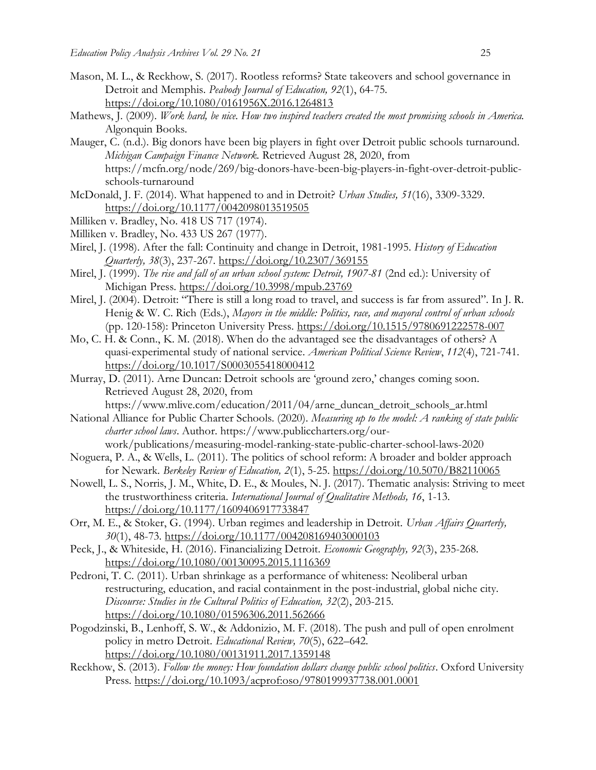Mason, M. L., & Reckhow, S. (2017). Rootless reforms? State takeovers and school governance in Detroit and Memphis. *Peabody Journal of Education, 92*(1), 64-75. https://doi.org/10.1080/0161956X.2016.1264813

Mathews, J. (2009). *Work hard, be nice. How two inspired teachers created the most promising schools in America.* Algonquin Books.

Mauger, C. (n.d.). Big donors have been big players in fight over Detroit public schools turnaround. *Michigan Campaign Finance Network.* Retrieved August 28, 2020, from https://mcfn.org/node/269/big-donors-have-been-big-players-in-fight-over-detroit-public-schools-turnaround

McDonald, J. F. (2014). What happened to and in Detroit? *Urban Studies, 51*(16), 3309-3329. https://doi.org/10.1177/0042098013519505

Milliken v. Bradley, No. 418 US 717 (1974).

Milliken v. Bradley, No. 433 US 267 (1977).

Mirel, J. (1998). After the fall: Continuity and change in Detroit, 1981-1995. *History of Education Quarterly, 38*(3), 237-267. https://doi.org/10.2307/369155

Mirel, J. (1999). *The rise and fall of an urban school system: Detroit, 1907-81* (2nd ed.): University of Michigan Press. https://doi.org/10.3998/mpub.23769

Mirel, J. (2004). Detroit: "There is still a long road to travel, and success is far from assured". In J. R. Henig & W. C. Rich (Eds.), *Mayors in the middle: Politics, race, and mayoral control of urban schools* (pp. 120-158): Princeton University Press. https://doi.org/10.1515/9780691222578-007

Mo, C. H. & Conn., K. M. (2018). When do the advantaged see the disadvantages of others? A quasi-experimental study of national service. *American Political Science Review*, *112*(4), 721-741. https://doi.org/10.1017/S0003055418000412

Murray, D. (2011). Arne Duncan: Detroit schools are 'ground zero,' changes coming soon. Retrieved August 28, 2020, from https://www.mlive.com/education/2011/04/arne_duncan_detroit_schools_ar.html

National Alliance for Public Charter Schools. (2020). *Measuring up to the model: A ranking of state public charter school laws*. Author. https://www.publiccharters.org/our-work/publications/measuring-model-ranking-state-public-charter-school-laws-2020

Noguera, P. A., & Wells, L. (2011). The politics of school reform: A broader and bolder approach for Newark. *Berkeley Review of Education, 2*(1), 5-25. https://doi.org/10.5070/B82110065

Nowell, L. S., Norris, J. M., White, D. E., & Moules, N. J. (2017). Thematic analysis: Striving to meet the trustworthiness criteria. *International Journal of Qualitative Methods, 16*, 1-13. https://doi.org/10.1177/1609406917733847

Orr, M. E., & Stoker, G. (1994). Urban regimes and leadership in Detroit. *Urban Affairs Quarterly, 30*(1), 48-73. https://doi.org/10.1177/004208169403000103

Peck, J., & Whiteside, H. (2016). Financializing Detroit. *Economic Geography, 92*(3), 235-268. https://doi.org/10.1080/00130095.2015.1116369

Pedroni, T. C. (2011). Urban shrinkage as a performance of whiteness: Neoliberal urban restructuring, education, and racial containment in the post-industrial, global niche city. *Discourse: Studies in the Cultural Politics of Education, 32*(2), 203-215. https://doi.org/10.1080/01596306.2011.562666

Pogodzinski, B., Lenhoff, S. W., & Addonizio, M. F. (2018). The push and pull of open enrolment policy in metro Detroit. *Educational Review, 70*(5), 622–642. https://doi.org/10.1080/00131911.2017.1359148

Reckhow, S. (2013). *Follow the money: How foundation dollars change public school politics*. Oxford University Press. https://doi.org/10.1093/acprof:oso/9780199937738.001.0001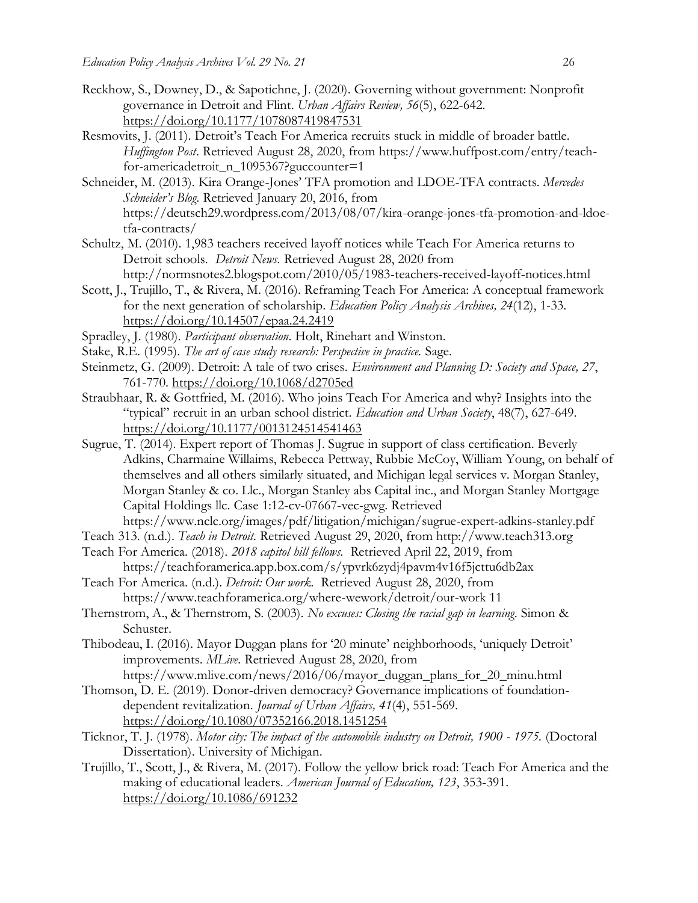Reckhow, S., Downey, D., & Sapotichne, J. (2020). Governing without government: Nonprofit governance in Detroit and Flint. *Urban Affairs Review, 56*(5), 622-642. https://doi.org/10.1177/1078087419847531

Resmovits, J. (2011). Detroit's Teach For America recruits stuck in middle of broader battle. *Huffington Post*. Retrieved August 28, 2020, from https://www.huffpost.com/entry/teach-for-americadetroit_n_1095367?guccounter=1

Schneider, M. (2013). Kira Orange-Jones' TFA promotion and LDOE-TFA contracts. *Mercedes Schneider's Blog*. Retrieved January 20, 2016, from https://deutsch29.wordpress.com/2013/08/07/kira-orange-jones-tfa-promotion-and-ldoe-tfa-contracts/

Schultz, M. (2010). 1,983 teachers received layoff notices while Teach For America returns to Detroit schools. *Detroit News*. Retrieved August 28, 2020 from http://normsnotes2.blogspot.com/2010/05/1983-teachers-received-layoff-notices.html

Scott, J., Trujillo, T., & Rivera, M. (2016). Reframing Teach For America: A conceptual framework for the next generation of scholarship. *Education Policy Analysis Archives, 24*(12), 1-33. https://doi.org/10.14507/epaa.24.2419

Spradley, J. (1980). *Participant observation*. Holt, Rinehart and Winston.

Stake, R.E. (1995). *The art of case study research: Perspective in practice.* Sage.

Steinmetz, G. (2009). Detroit: A tale of two crises. *Environment and Planning D: Society and Space, 27*, 761-770. https://doi.org/10.1068/d2705ed

Straubhaar, R. & Gottfried, M. (2016). Who joins Teach For America and why? Insights into the "typical" recruit in an urban school district. *Education and Urban Society*, 48(7), 627-649. https://doi.org/10.1177/0013124514541463

Sugrue, T. (2014). Expert report of Thomas J. Sugrue in support of class certification. Beverly Adkins, Charmaine Willaims, Rebecca Pettway, Rubbie McCoy, William Young, on behalf of themselves and all others similarly situated, and Michigan legal services v. Morgan Stanley, Morgan Stanley & co. Llc., Morgan Stanley abs Capital inc., and Morgan Stanley Mortgage Capital Holdings llc. Case 1:12-cv-07667-vec-gwg. Retrieved https://www.nclc.org/images/pdf/litigation/michigan/sugrue-expert-adkins-stanley.pdf

Teach 313. (n.d.). *Teach in Detroit*. Retrieved August 29, 2020, from http://www.teach313.org

Teach For America. (2018). *2018 capitol hill fellows*. Retrieved April 22, 2019, from https://teachforamerica.app.box.com/s/ypvrk6zydj4pavm4v16f5jcttu6db2ax

Teach For America. (n.d.). *Detroit: Our work*. Retrieved August 28, 2020, from https://www.teachforamerica.org/where-wework/detroit/our-work 11

Thernstrom, A., & Thernstrom, S. (2003). *No excuses: Closing the racial gap in learning*. Simon & Schuster.

Thibodeau, I. (2016). Mayor Duggan plans for '20 minute' neighborhoods, 'uniquely Detroit' improvements. *MLive*. Retrieved August 28, 2020, from https://www.mlive.com/news/2016/06/mayor_duggan_plans_for_20_minu.html

Thomson, D. E. (2019). Donor-driven democracy? Governance implications of foundation-dependent revitalization. *Journal of Urban Affairs, 41*(4), 551-569. https://doi.org/10.1080/07352166.2018.1451254

Ticknor, T. J. (1978). *Motor city: The impact of the automobile industry on Detroit, 1900 - 1975.* (Doctoral Dissertation). University of Michigan.

Trujillo, T., Scott, J., & Rivera, M. (2017). Follow the yellow brick road: Teach For America and the making of educational leaders. *American Journal of Education, 123*, 353-391. https://doi.org/10.1086/691232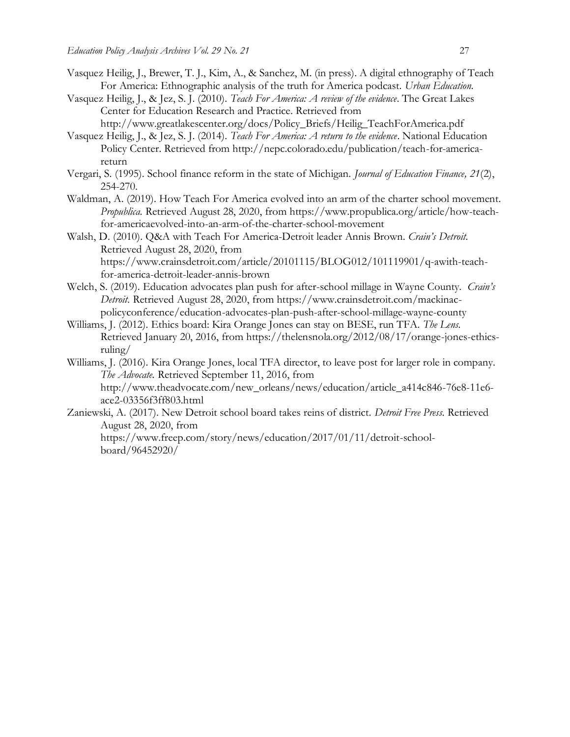Vasquez Heilig, J., Brewer, T. J., Kim, A., & Sanchez, M. (in press). A digital ethnography of Teach For America: Ethnographic analysis of the truth for America podcast. *Urban Education*.

Vasquez Heilig, J., & Jez, S. J. (2010). *Teach For America: A review of the evidence*. The Great Lakes Center for Education Research and Practice. Retrieved from http://www.greatlakescenter.org/docs/Policy_Briefs/Heilig_TeachForAmerica.pdf

Vasquez Heilig, J., & Jez, S. J. (2014). *Teach For America: A return to the evidence*. National Education Policy Center. Retrieved from http://nepc.colorado.edu/publication/teach-for-america-return

Vergari, S. (1995). School finance reform in the state of Michigan. *Journal of Education Finance, 21*(2), 254-270.

Waldman, A. (2019). How Teach For America evolved into an arm of the charter school movement. *Propublica.* Retrieved August 28, 2020, from https://www.propublica.org/article/how-teach-for-americaevolved-into-an-arm-of-the-charter-school-movement

Walsh, D. (2010). Q&A with Teach For America-Detroit leader Annis Brown. *Crain's Detroit.* Retrieved August 28, 2020, from https://www.crainsdetroit.com/article/20101115/BLOG012/101119901/q-awith-teach-for-america-detroit-leader-annis-brown

Welch, S. (2019). Education advocates plan push for after-school millage in Wayne County. *Crain's Detroit.* Retrieved August 28, 2020, from https://www.crainsdetroit.com/mackinac-policyconference/education-advocates-plan-push-after-school-millage-wayne-county

Williams, J. (2012). Ethics board: Kira Orange Jones can stay on BESE, run TFA. *The Lens.* Retrieved January 20, 2016, from https://thelensnola.org/2012/08/17/orange-jones-ethics-ruling/

Williams, J. (2016). Kira Orange Jones, local TFA director, to leave post for larger role in company. *The Advocate.* Retrieved September 11, 2016, from http://www.theadvocate.com/new_orleans/news/education/article_a414c846-76e8-11e6-ace2-03356f3ff803.html

Zaniewski, A. (2017). New Detroit school board takes reins of district. *Detroit Free Press.* Retrieved August 28, 2020, from https://www.freep.com/story/news/education/2017/01/11/detroit-school-board/96452920/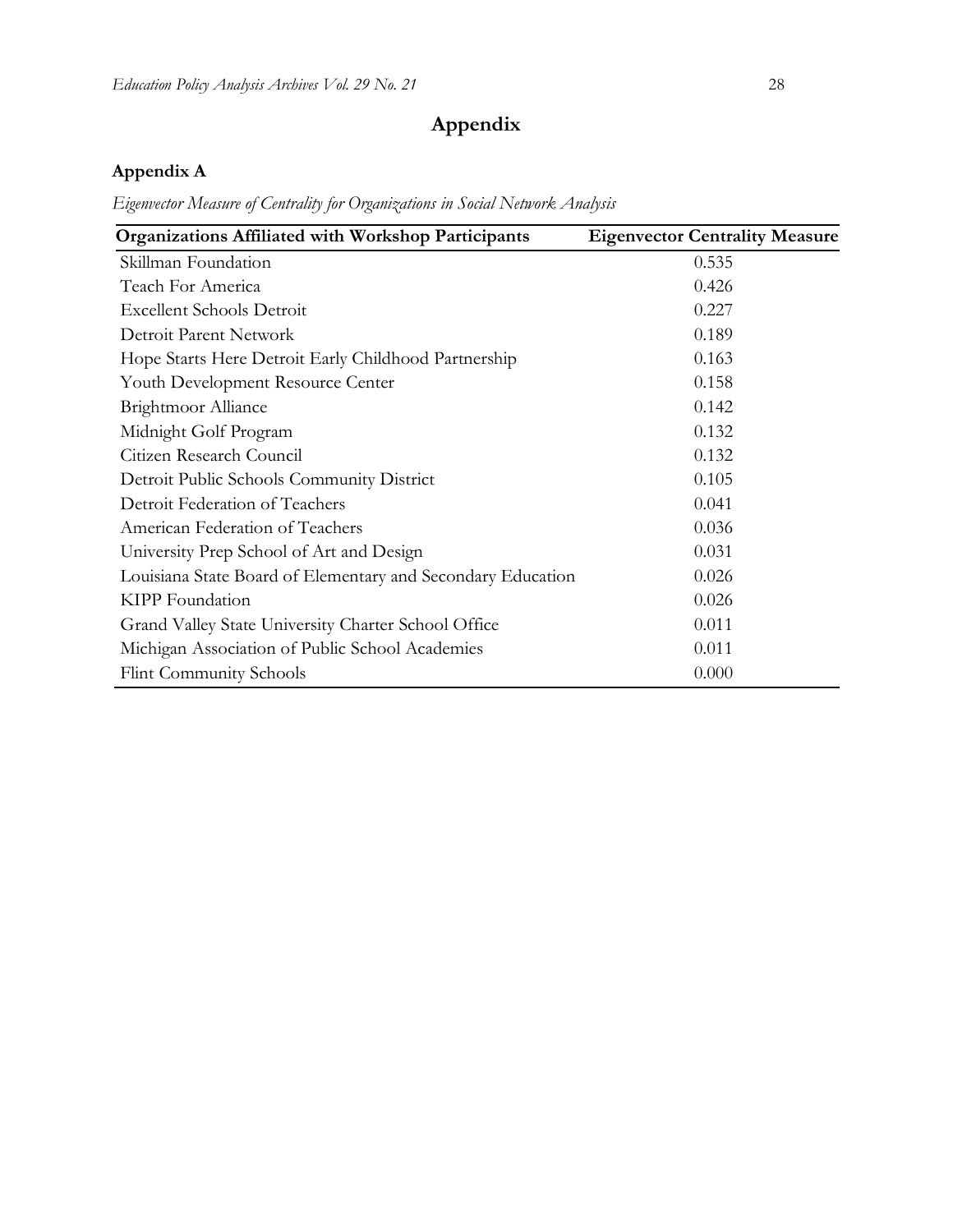# Appendix

## Appendix A

*Eigenvector Measure of Centrality for Organizations in Social Network Analysis*

| Organizations Affiliated with Workshop Participants | Eigenvector Centrality Measure |
|---|---|
| Skillman Foundation | 0.535 |
| Teach For America | 0.426 |
| Excellent Schools Detroit | 0.227 |
| Detroit Parent Network | 0.189 |
| Hope Starts Here Detroit Early Childhood Partnership | 0.163 |
| Youth Development Resource Center | 0.158 |
| Brightmoor Alliance | 0.142 |
| Midnight Golf Program | 0.132 |
| Citizen Research Council | 0.132 |
| Detroit Public Schools Community District | 0.105 |
| Detroit Federation of Teachers | 0.041 |
| American Federation of Teachers | 0.036 |
| University Prep School of Art and Design | 0.031 |
| Louisiana State Board of Elementary and Secondary Education | 0.026 |
| KIPP Foundation | 0.026 |
| Grand Valley State University Charter School Office | 0.011 |
| Michigan Association of Public School Academies | 0.011 |
| Flint Community Schools | 0.000 |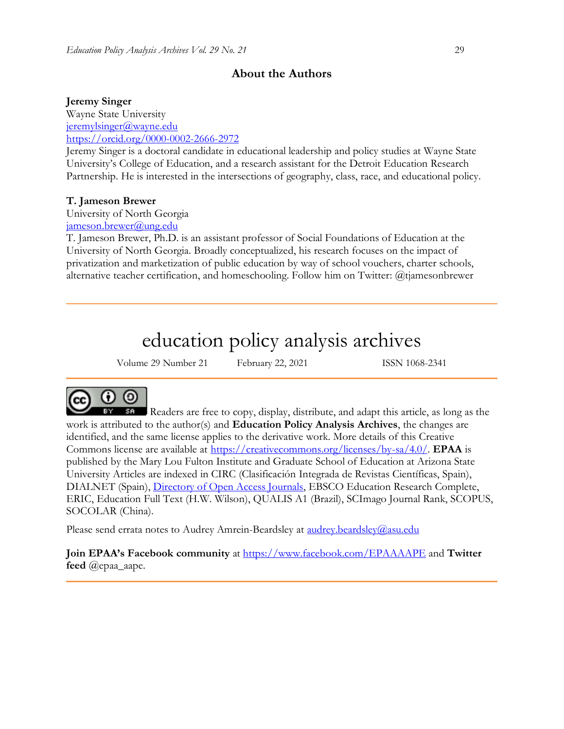## About the Authors

**Jeremy Singer**
Wayne State University
jeremylsinger@wayne.edu
https://orcid.org/0000-0002-2666-2972
Jeremy Singer is a doctoral candidate in educational leadership and policy studies at Wayne State University's College of Education, and a research assistant for the Detroit Education Research Partnership. He is interested in the intersections of geography, class, race, and educational policy.

**T. Jameson Brewer**
University of North Georgia
jameson.brewer@ung.edu
T. Jameson Brewer, Ph.D. is an assistant professor of Social Foundations of Education at the University of North Georgia. Broadly conceptualized, his research focuses on the impact of privatization and marketization of public education by way of school vouchers, charter schools, alternative teacher certification, and homeschooling. Follow him on Twitter: @tjamesonbrewer

---

# education policy analysis archives

Volume 29 Number 21 February 22, 2021 ISSN 1068-2341

---

Readers are free to copy, display, distribute, and adapt this article, as long as the work is attributed to the author(s) and **Education Policy Analysis Archives**, the changes are identified, and the same license applies to the derivative work. More details of this Creative Commons license are available at https://creativecommons.org/licenses/by-sa/4.0/. **EPAA** is published by the Mary Lou Fulton Institute and Graduate School of Education at Arizona State University Articles are indexed in CIRC (Clasificación Integrada de Revistas Científicas, Spain), DIALNET (Spain), Directory of Open Access Journals, EBSCO Education Research Complete, ERIC, Education Full Text (H.W. Wilson), QUALIS A1 (Brazil), SCImago Journal Rank, SCOPUS, SOCOLAR (China).

Please send errata notes to Audrey Amrein-Beardsley at audrey.beardsley@asu.edu

**Join EPAA's Facebook community** at https://www.facebook.com/EPAAAAPE and **Twitter feed** @epaa_aape.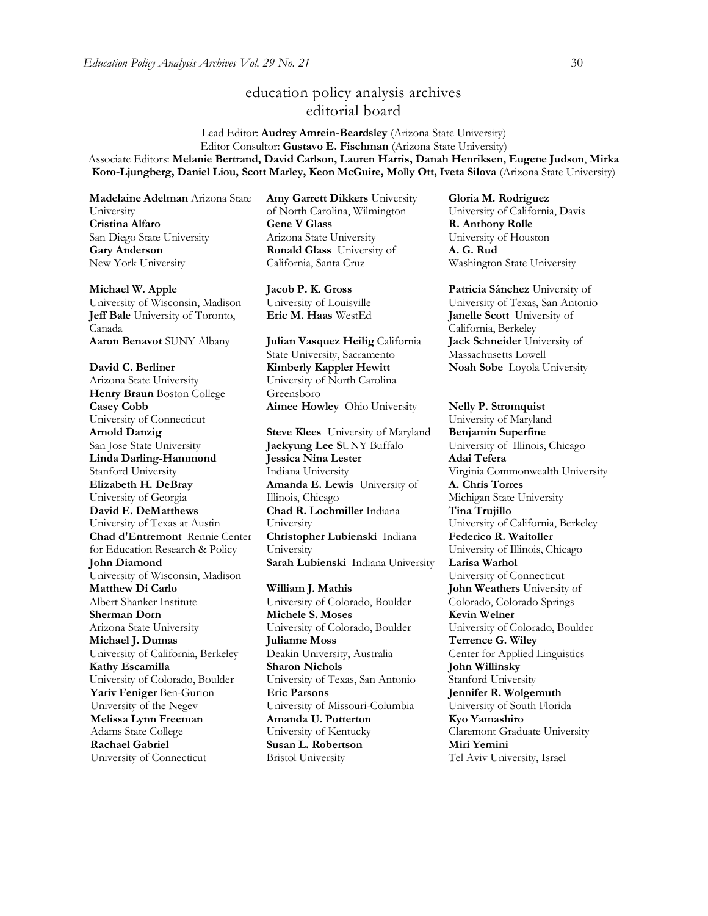# education policy analysis archives
## editorial board

Lead Editor: **Audrey Amrein-Beardsley** (Arizona State University)
Editor Consultor: **Gustavo E. Fischman** (Arizona State University)
Associate Editors: **Melanie Bertrand, David Carlson, Lauren Harris, Danah Henriksen, Eugene Judson**, **Mirka Koro-Ljungberg, Daniel Liou, Scott Marley, Keon McGuire, Molly Ott, Iveta Silova** (Arizona State University)

**Madelaine Adelman** Arizona State University
**Cristina Alfaro** San Diego State University
**Gary Anderson** New York University

**Michael W. Apple** University of Wisconsin, Madison
**Jeff Bale** University of Toronto, Canada
**Aaron Benavot** SUNY Albany

**David C. Berliner** Arizona State University
**Henry Braun** Boston College
**Casey Cobb** University of Connecticut
**Arnold Danzig** San Jose State University
**Linda Darling-Hammond** Stanford University
**Elizabeth H. DeBray** University of Georgia
**David E. DeMatthews** University of Texas at Austin
**Chad d'Entremont** Rennie Center for Education Research & Policy
**John Diamond** University of Wisconsin, Madison
**Matthew Di Carlo** Albert Shanker Institute
**Sherman Dorn** Arizona State University
**Michael J. Dumas** University of California, Berkeley
**Kathy Escamilla** University of Colorado, Boulder
**Yariv Feniger** Ben-Gurion University of the Negev
**Melissa Lynn Freeman** Adams State College
**Rachael Gabriel** University of Connecticut

**Amy Garrett Dikkers** University of North Carolina, Wilmington
**Gene V Glass** Arizona State University
**Ronald Glass** University of California, Santa Cruz

**Jacob P. K. Gross** University of Louisville
**Eric M. Haas** WestEd

**Julian Vasquez Heilig** California State University, Sacramento
**Kimberly Kappler Hewitt** University of North Carolina Greensboro
**Aimee Howley** Ohio University

**Steve Klees** University of Maryland
**Jaekyung Lee S**UNY Buffalo
**Jessica Nina Lester** Indiana University
**Amanda E. Lewis** University of Illinois, Chicago
**Chad R. Lochmiller** Indiana University
**Christopher Lubienski** Indiana University
**Sarah Lubienski** Indiana University

**William J. Mathis** University of Colorado, Boulder
**Michele S. Moses** University of Colorado, Boulder
**Julianne Moss** Deakin University, Australia
**Sharon Nichols** University of Texas, San Antonio
**Eric Parsons** University of Missouri-Columbia
**Amanda U. Potterton** University of Kentucky
**Susan L. Robertson** Bristol University

**Gloria M. Rodriguez** University of California, Davis
**R. Anthony Rolle** University of Houston
**A. G. Rud** Washington State University

**Patricia Sánchez** University of University of Texas, San Antonio
**Janelle Scott** University of California, Berkeley
**Jack Schneider** University of Massachusetts Lowell
**Noah Sobe** Loyola University

**Nelly P. Stromquist** University of Maryland
**Benjamin Superfine** University of Illinois, Chicago
**Adai Tefera** Virginia Commonwealth University
**A. Chris Torres** Michigan State University
**Tina Trujillo** University of California, Berkeley
**Federico R. Waitoller** University of Illinois, Chicago
**Larisa Warhol** University of Connecticut
**John Weathers** University of Colorado, Colorado Springs
**Kevin Welner** University of Colorado, Boulder
**Terrence G. Wiley** Center for Applied Linguistics
**John Willinsky** Stanford University
**Jennifer R. Wolgemuth** University of South Florida
**Kyo Yamashiro** Claremont Graduate University
**Miri Yemini** Tel Aviv University, Israel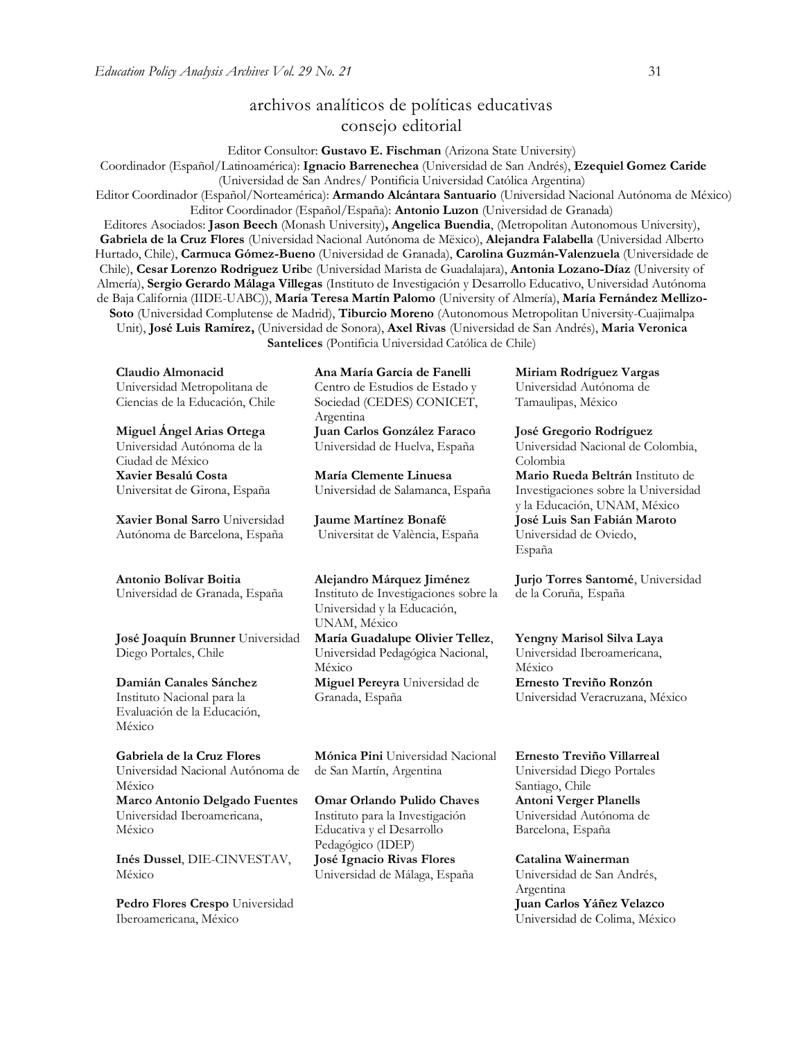# archivos analíticos de políticas educativas
## consejo editorial

Editor Consultor: **Gustavo E. Fischman** (Arizona State University)
Coordinador (Español/Latinoamérica): **Ignacio Barrenechea** (Universidad de San Andrés), **Ezequiel Gomez Caride** (Universidad de San Andres/ Pontificia Universidad Católica Argentina)
Editor Coordinador (Español/Norteamérica): **Armando Alcántara Santuario** (Universidad Nacional Autónoma de México)
Editor Coordinador (Español/España): **Antonio Luzon** (Universidad de Granada)
Editores Asociados: **Jason Beech** (Monash University)**, Angelica Buendia**, (Metropolitan Autonomous University), **Gabriela de la Cruz Flores** (Universidad Nacional Autónoma de Mëxico), **Alejandra Falabella** (Universidad Alberto Hurtado, Chile), **Carmuca Gómez-Bueno** (Universidad de Granada), **Carolina Guzmán-Valenzuela** (Universidade de Chile), **Cesar Lorenzo Rodriguez Urib**e (Universidad Marista de Guadalajara), **Antonia Lozano-Díaz** (University of Almería), **Sergio Gerardo Málaga Villegas** (Instituto de Investigación y Desarrollo Educativo, Universidad Autónoma de Baja California (IIDE-UABC)), **María Teresa Martín Palomo** (University of Almería), **María Fernández Mellizo-Soto** (Universidad Complutense de Madrid), **Tiburcio Moreno** (Autonomous Metropolitan University-Cuajimalpa Unit), **José Luis Ramírez,** (Universidad de Sonora), **Axel Rivas** (Universidad de San Andrés), **Maria Veronica Santelices** (Pontificia Universidad Católica de Chile)

**Claudio Almonacid** Universidad Metropolitana de Ciencias de la Educación, Chile

**Miguel Ángel Arias Ortega** Universidad Autónoma de la Ciudad de México

**Xavier Besalú Costa** Universitat de Girona, España

**Xavier Bonal Sarro** Universidad Autónoma de Barcelona, España

**Antonio Bolívar Boitia** Universidad de Granada, España

**José Joaquín Brunner** Universidad Diego Portales, Chile

**Damián Canales Sánchez** Instituto Nacional para la Evaluación de la Educación, México

**Gabriela de la Cruz Flores** Universidad Nacional Autónoma de México

**Marco Antonio Delgado Fuentes** Universidad Iberoamericana, México

**Inés Dussel**, DIE-CINVESTAV, México

**Pedro Flores Crespo** Universidad Iberoamericana, México

**Ana María García de Fanelli** Centro de Estudios de Estado y Sociedad (CEDES) CONICET, Argentina

**Juan Carlos González Faraco** Universidad de Huelva, España

**María Clemente Linuesa** Universidad de Salamanca, España

**Jaume Martínez Bonafé** Universitat de València, España

**Alejandro Márquez Jiménez** Instituto de Investigaciones sobre la Universidad y la Educación, UNAM, México

**María Guadalupe Olivier Tellez**, Universidad Pedagógica Nacional, México

**Miguel Pereyra** Universidad de Granada, España

**Mónica Pini** Universidad Nacional de San Martín, Argentina

**Omar Orlando Pulido Chaves** Instituto para la Investigación Educativa y el Desarrollo Pedagógico (IDEP)

**José Ignacio Rivas Flores** Universidad de Málaga, España

**Miriam Rodríguez Vargas** Universidad Autónoma de Tamaulipas, México

**José Gregorio Rodríguez** Universidad Nacional de Colombia, Colombia

**Mario Rueda Beltrán** Instituto de Investigaciones sobre la Universidad y la Educación, UNAM, México

**José Luis San Fabián Maroto** Universidad de Oviedo, España

**Jurjo Torres Santomé**, Universidad de la Coruña, España

**Yengny Marisol Silva Laya** Universidad Iberoamericana, México

**Ernesto Treviño Ronzón** Universidad Veracruzana, México

**Ernesto Treviño Villarreal** Universidad Diego Portales Santiago, Chile

**Antoni Verger Planells** Universidad Autónoma de Barcelona, España

**Catalina Wainerman** Universidad de San Andrés, Argentina

**Juan Carlos Yáñez Velazco** Universidad de Colima, México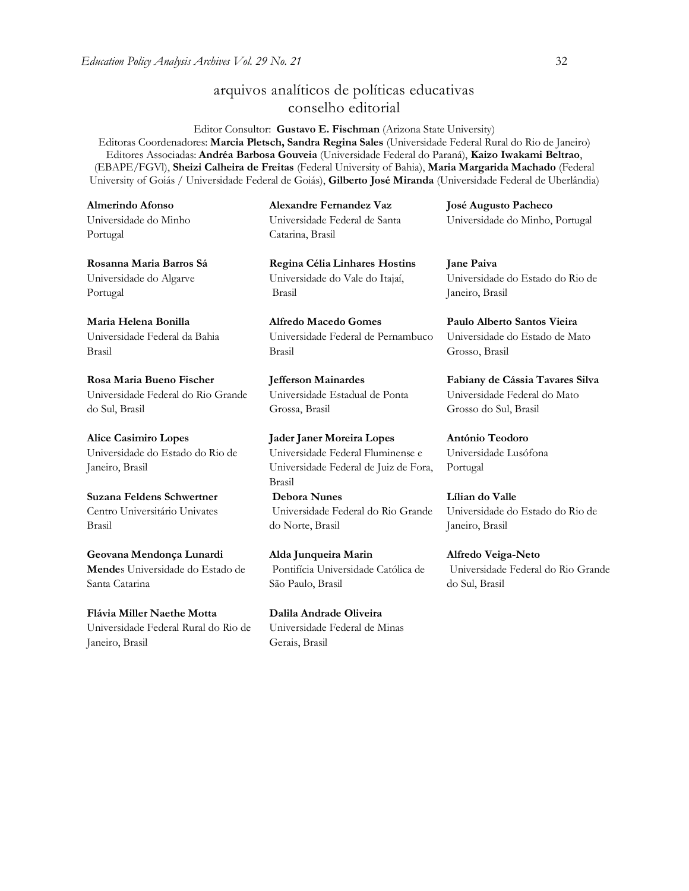# arquivos analíticos de políticas educativas
## conselho editorial

Editor Consultor: **Gustavo E. Fischman** (Arizona State University)
Editoras Coordenadores: **Marcia Pletsch, Sandra Regina Sales** (Universidade Federal Rural do Rio de Janeiro)
Editores Associadas: **Andréa Barbosa Gouveia** (Universidade Federal do Paraná), **Kaizo Iwakami Beltrao**, (EBAPE/FGVl), **Sheizi Calheira de Freitas** (Federal University of Bahia), **Maria Margarida Machado** (Federal University of Goiás / Universidade Federal de Goiás), **Gilberto José Miranda** (Universidade Federal de Uberlândia)

**Almerindo Afonso**
Universidade do Minho
Portugal

**Rosanna Maria Barros Sá**
Universidade do Algarve
Portugal

**Maria Helena Bonilla**
Universidade Federal da Bahia
Brasil

**Rosa Maria Bueno Fischer**
Universidade Federal do Rio Grande do Sul, Brasil

**Alice Casimiro Lopes**
Universidade do Estado do Rio de Janeiro, Brasil

**Suzana Feldens Schwertner**
Centro Universitário Univates
Brasil

**Geovana Mendonça Lunardi Mende**s Universidade do Estado de Santa Catarina

**Flávia Miller Naethe Motta**
Universidade Federal Rural do Rio de Janeiro, Brasil

**Alexandre Fernandez Vaz**
Universidade Federal de Santa Catarina, Brasil

**Regina Célia Linhares Hostins**
Universidade do Vale do Itajaí, Brasil

**Alfredo Macedo Gomes**
Universidade Federal de Pernambuco
Brasil

**Jefferson Mainardes**
Universidade Estadual de Ponta Grossa, Brasil

**Jader Janer Moreira Lopes**
Universidade Federal Fluminense e Universidade Federal de Juiz de Fora, Brasil

**Debora Nunes**
Universidade Federal do Rio Grande do Norte, Brasil

**Alda Junqueira Marin**
Pontifícia Universidade Católica de São Paulo, Brasil

**Dalila Andrade Oliveira**
Universidade Federal de Minas Gerais, Brasil

**José Augusto Pacheco**
Universidade do Minho, Portugal

**Jane Paiva**
Universidade do Estado do Rio de Janeiro, Brasil

**Paulo Alberto Santos Vieira**
Universidade do Estado de Mato Grosso, Brasil

**Fabiany de Cássia Tavares Silva**
Universidade Federal do Mato Grosso do Sul, Brasil

**António Teodoro**
Universidade Lusófona
Portugal

**Lílian do Valle**
Universidade do Estado do Rio de Janeiro, Brasil

**Alfredo Veiga-Neto**
Universidade Federal do Rio Grande do Sul, Brasil